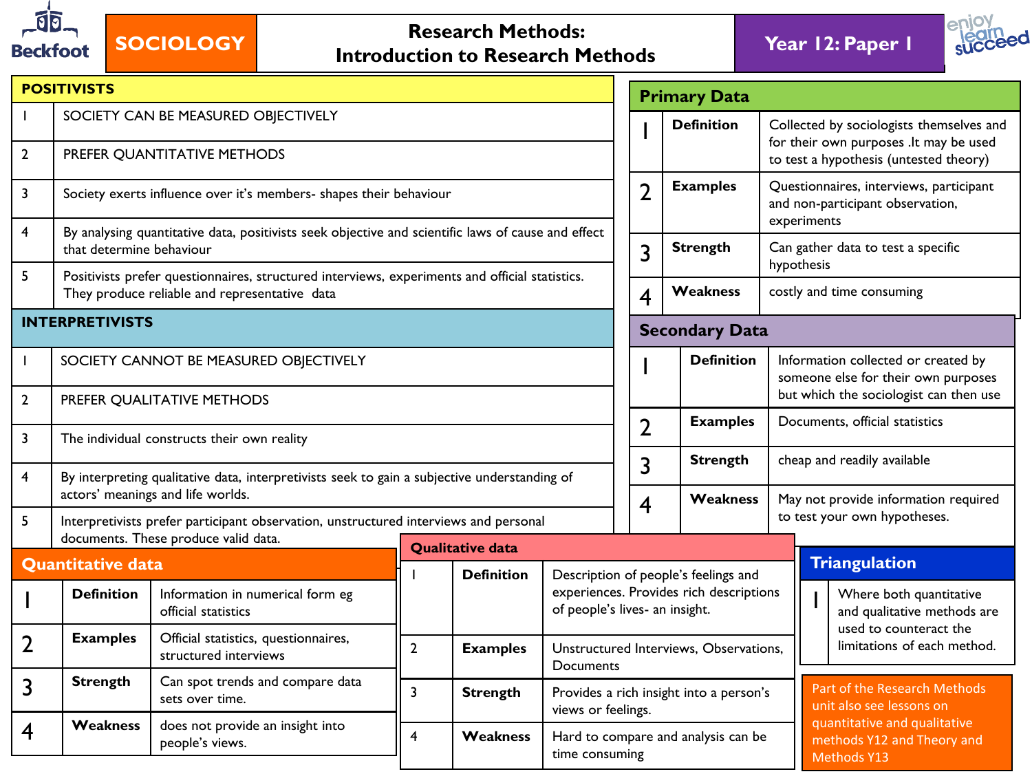Beckfoot

# SOCIOLOGY

## Research Methods: Introduction to Research Methods

**Year 12: Paper 1**

enjoy learn succeed

### POSITIVISTS

| | |
|---|---|
| 1 | SOCIETY CAN BE MEASURED OBJECTIVELY |
| 2 | PREFER QUANTITATIVE METHODS |
| 3 | Society exerts influence over it's members- shapes their behaviour |
| 4 | By analysing quantitative data, positivists seek objective and scientific laws of cause and effect that determine behaviour |
| 5 | Positivists prefer questionnaires, structured interviews, experiments and official statistics. They produce reliable and representative data |

### INTERPRETIVISTS

| | |
|---|---|
| 1 | SOCIETY CANNOT BE MEASURED OBJECTIVELY |
| 2 | PREFER QUALITATIVE METHODS |
| 3 | The individual constructs their own reality |
| 4 | By interpreting qualitative data, interpretivists seek to gain a subjective understanding of actors' meanings and life worlds. |
| 5 | Interpretivists prefer participant observation, unstructured interviews and personal documents. These produce valid data. |

### Primary Data

| | | |
|---|---|---|
| 1 | **Definition** | Collected by sociologists themselves and for their own purposes .It may be used to test a hypothesis (untested theory) |
| 2 | **Examples** | Questionnaires, interviews, participant and non-participant observation, experiments |
| 3 | **Strength** | Can gather data to test a specific hypothesis |
| 4 | **Weakness** | costly and time consuming |

### Secondary Data

| | | |
|---|---|---|
| 1 | **Definition** | Information collected or created by someone else for their own purposes but which the sociologist can then use |
| 2 | **Examples** | Documents, official statistics |
| 3 | **Strength** | cheap and readily available |
| 4 | **Weakness** | May not provide information required to test your own hypotheses. |

### Quantitative data

| | | |
|---|---|---|
| 1 | **Definition** | Information in numerical form eg official statistics |
| 2 | **Examples** | Official statistics, questionnaires, structured interviews |
| 3 | **Strength** | Can spot trends and compare data sets over time. |
| 4 | **Weakness** | does not provide an insight into people's views. |

### Qualitative data

| | | |
|---|---|---|
| 1 | **Definition** | Description of people's feelings and experiences. Provides rich descriptions of people's lives- an insight. |
| 2 | **Examples** | Unstructured Interviews, Observations, Documents |
| 3 | **Strength** | Provides a rich insight into a person's views or feelings. |
| 4 | **Weakness** | Hard to compare and analysis can be time consuming |

### Triangulation

| | |
|---|---|
| 1 | Where both quantitative and qualitative methods are used to counteract the limitations of each method. |

Part of the Research Methods unit also see lessons on quantitative and qualitative methods Y12 and Theory and Methods Y13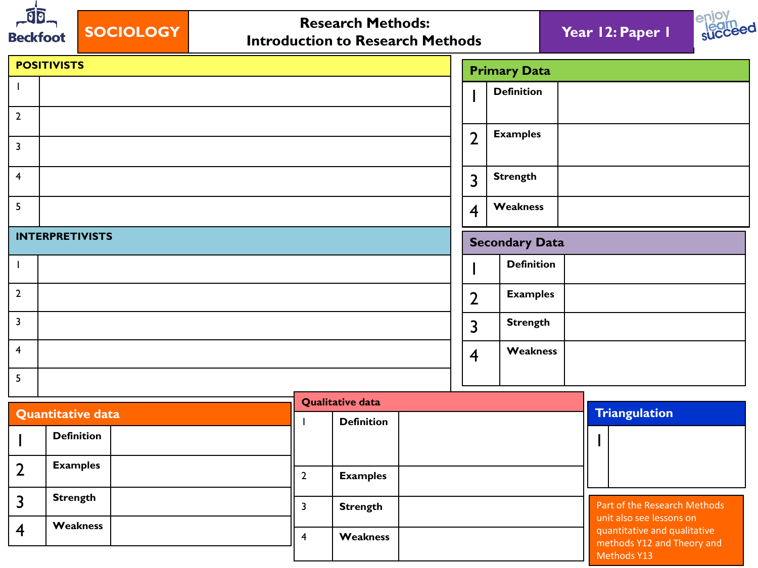# SOCIOLOGY

## Research Methods: Introduction to Research Methods

**Year 12: Paper 1**

Beckfoot — enjoy learn succeed

### POSITIVISTS

| | |
|---|---|
| 1 | |
| 2 | |
| 3 | |
| 4 | |
| 5 | |

### INTERPRETIVISTS

| | |
|---|---|
| 1 | |
| 2 | |
| 3 | |
| 4 | |
| 5 | |

### Primary Data

| | | |
|---|---|---|
| 1 | **Definition** | |
| 2 | **Examples** | |
| 3 | **Strength** | |
| 4 | **Weakness** | |

### Secondary Data

| | | |
|---|---|---|
| 1 | **Definition** | |
| 2 | **Examples** | |
| 3 | **Strength** | |
| 4 | **Weakness** | |

### Quantitative data

| | | |
|---|---|---|
| 1 | **Definition** | |
| 2 | **Examples** | |
| 3 | **Strength** | |
| 4 | **Weakness** | |

### Qualitative data

| | | |
|---|---|---|
| 1 | **Definition** | |
| 2 | **Examples** | |
| 3 | **Strength** | |
| 4 | **Weakness** | |

### Triangulation

| | |
|---|---|
| 1 | |

Part of the Research Methods unit also see lessons on quantitative and qualitative methods Y12 and Theory and Methods Y13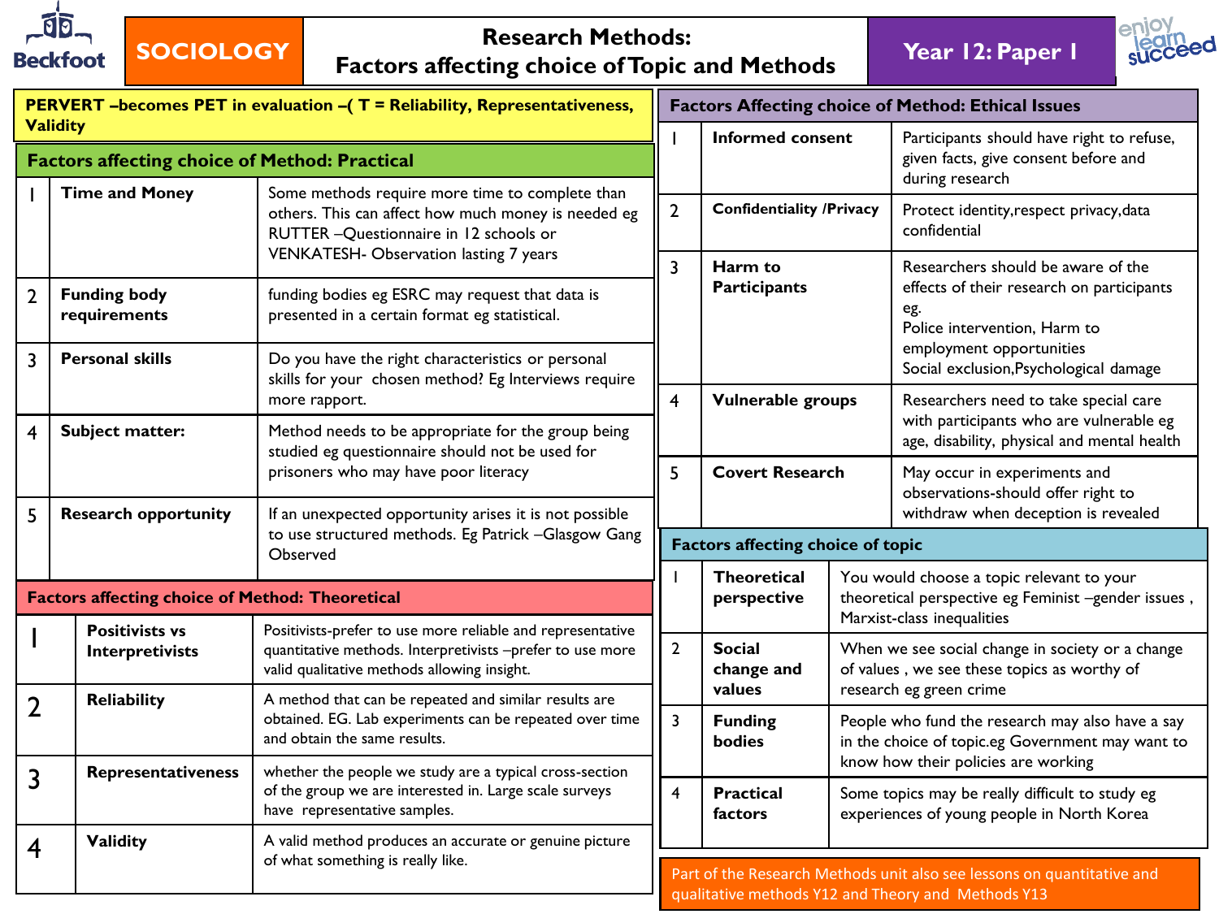# SOCIOLOGY

## Research Methods: Factors affecting choice of Topic and Methods

**Year 12: Paper 1**

**PERVERT –becomes PET in evaluation –( T = Reliability, Representativeness, Validity**

### Factors affecting choice of Method: Practical

| | | |
|---|---|---|
| 1 | **Time and Money** | Some methods require more time to complete than others. This can affect how much money is needed eg RUTTER –Questionnaire in 12 schools or VENKATESH- Observation lasting 7 years |
| 2 | **Funding body requirements** | funding bodies eg ESRC may request that data is presented in a certain format eg statistical. |
| 3 | **Personal skills** | Do you have the right characteristics or personal skills for your chosen method? Eg Interviews require more rapport. |
| 4 | **Subject matter:** | Method needs to be appropriate for the group being studied eg questionnaire should not be used for prisoners who may have poor literacy |
| 5 | **Research opportunity** | If an unexpected opportunity arises it is not possible to use structured methods. Eg Patrick –Glasgow Gang Observed |

### Factors affecting choice of Method: Theoretical

| | | |
|---|---|---|
| 1 | **Positivists vs Interpretivists** | Positivists-prefer to use more reliable and representative quantitative methods. Interpretivists –prefer to use more valid qualitative methods allowing insight. |
| 2 | **Reliability** | A method that can be repeated and similar results are obtained. EG. Lab experiments can be repeated over time and obtain the same results. |
| 3 | **Representativeness** | whether the people we study are a typical cross-section of the group we are interested in. Large scale surveys have representative samples. |
| 4 | **Validity** | A valid method produces an accurate or genuine picture of what something is really like. |

### Factors Affecting choice of Method: Ethical Issues

| | | |
|---|---|---|
| 1 | **Informed consent** | Participants should have right to refuse, given facts, give consent before and during research |
| 2 | **Confidentiality /Privacy** | Protect identity,respect privacy,data confidential |
| 3 | **Harm to Participants** | Researchers should be aware of the effects of their research on participants eg.<br>Police intervention, Harm to employment opportunities<br>Social exclusion,Psychological damage |
| 4 | **Vulnerable groups** | Researchers need to take special care with participants who are vulnerable eg age, disability, physical and mental health |
| 5 | **Covert Research** | May occur in experiments and observations-should offer right to withdraw when deception is revealed |

### Factors affecting choice of topic

| | | |
|---|---|---|
| 1 | **Theoretical perspective** | You would choose a topic relevant to your theoretical perspective eg Feminist –gender issues , Marxist-class inequalities |
| 2 | **Social change and values** | When we see social change in society or a change of values , we see these topics as worthy of research eg green crime |
| 3 | **Funding bodies** | People who fund the research may also have a say in the choice of topic.eg Government may want to know how their policies are working |
| 4 | **Practical factors** | Some topics may be really difficult to study eg experiences of young people in North Korea |

Part of the Research Methods unit also see lessons on quantitative and qualitative methods Y12 and Theory and Methods Y13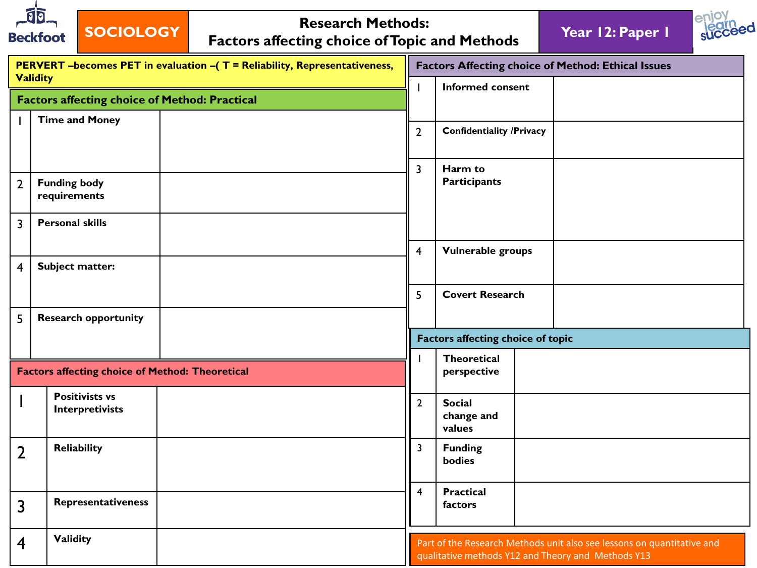# SOCIOLOGY

## Research Methods: Factors affecting choice of Topic and Methods

**Year 12: Paper 1**

Beckfoot — enjoy learn succeed

**PERVERT –becomes PET in evaluation –( T = Reliability, Representativeness, Validity**

| Factors affecting choice of Method: Practical | | |
|---|---|---|
| 1 | **Time and Money** | |
| 2 | **Funding body requirements** | |
| 3 | **Personal skills** | |
| 4 | **Subject matter:** | |
| 5 | **Research opportunity** | |

| Factors affecting choice of Method: Theoretical | | |
|---|---|---|
| 1 | **Positivists vs Interpretivists** | |
| 2 | **Reliability** | |
| 3 | **Representativeness** | |
| 4 | **Validity** | |

| Factors Affecting choice of Method: Ethical Issues | | |
|---|---|---|
| 1 | **Informed consent** | |
| 2 | **Confidentiality /Privacy** | |
| 3 | **Harm to Participants** | |
| 4 | **Vulnerable groups** | |
| 5 | **Covert Research** | |

| Factors affecting choice of topic | | |
|---|---|---|
| 1 | **Theoretical perspective** | |
| 2 | **Social change and values** | |
| 3 | **Funding bodies** | |
| 4 | **Practical factors** | |

Part of the Research Methods unit also see lessons on quantitative and qualitative methods Y12 and Theory and Methods Y13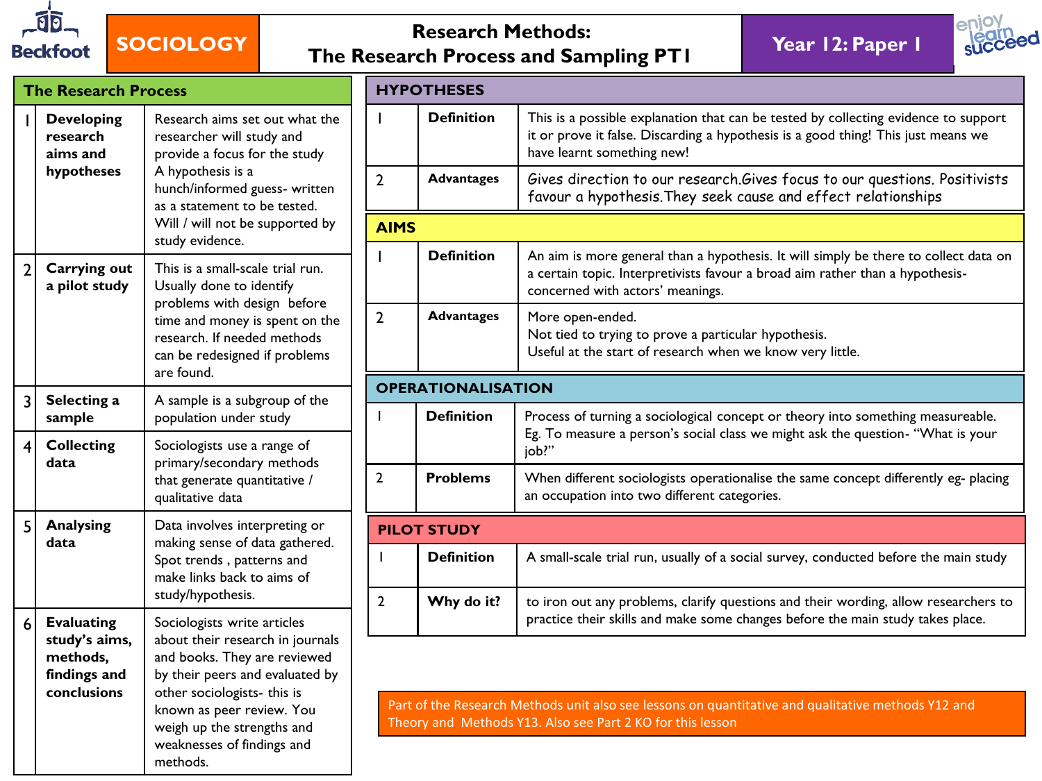# SOCIOLOGY — Research Methods: The Research Process and Sampling PT1 — Year 12: Paper 1

## The Research Process

| | | |
|---|---|---|
| 1 | **Developing research aims and hypotheses** | Research aims set out what the researcher will study and provide a focus for the study A hypothesis is a hunch/informed guess- written as a statement to be tested. Will / will not be supported by study evidence. |
| 2 | **Carrying out a pilot study** | This is a small-scale trial run. Usually done to identify problems with design before time and money is spent on the research. If needed methods can be redesigned if problems are found. |
| 3 | **Selecting a sample** | A sample is a subgroup of the population under study |
| 4 | **Collecting data** | Sociologists use a range of primary/secondary methods that generate quantitative / qualitative data |
| 5 | **Analysing data** | Data involves interpreting or making sense of data gathered. Spot trends , patterns and make links back to aims of study/hypothesis. |
| 6 | **Evaluating study's aims, methods, findings and conclusions** | Sociologists write articles about their research in journals and books. They are reviewed by their peers and evaluated by other sociologists- this is known as peer review. You weigh up the strengths and weaknesses of findings and methods. |

## HYPOTHESES

| | | |
|---|---|---|
| 1 | **Definition** | This is a possible explanation that can be tested by collecting evidence to support it or prove it false. Discarding a hypothesis is a good thing! This just means we have learnt something new! |
| 2 | **Advantages** | Gives direction to our research.Gives focus to our questions. Positivists favour a hypothesis.They seek cause and effect relationships |

## AIMS

| | | |
|---|---|---|
| 1 | **Definition** | An aim is more general than a hypothesis. It will simply be there to collect data on a certain topic. Interpretivists favour a broad aim rather than a hypothesis- concerned with actors' meanings. |
| 2 | **Advantages** | More open-ended. Not tied to trying to prove a particular hypothesis. Useful at the start of research when we know very little. |

## OPERATIONALISATION

| | | |
|---|---|---|
| 1 | **Definition** | Process of turning a sociological concept or theory into something measureable. Eg. To measure a person's social class we might ask the question- "What is your job?" |
| 2 | **Problems** | When different sociologists operationalise the same concept differently eg- placing an occupation into two different categories. |

## PILOT STUDY

| | | |
|---|---|---|
| 1 | **Definition** | A small-scale trial run, usually of a social survey, conducted before the main study |
| 2 | **Why do it?** | to iron out any problems, clarify questions and their wording, allow researchers to practice their skills and make some changes before the main study takes place. |

Part of the Research Methods unit also see lessons on quantitative and qualitative methods Y12 and Theory and Methods Y13. Also see Part 2 KO for this lesson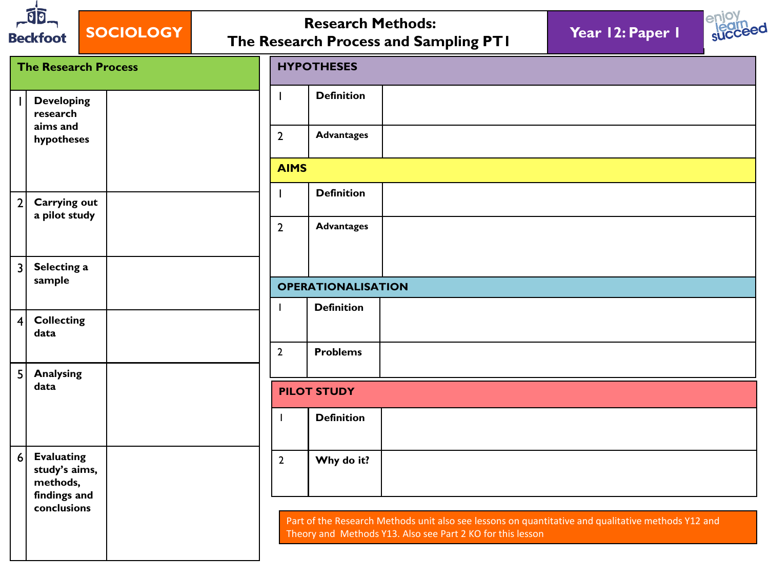# SOCIOLOGY — Research Methods: The Research Process and Sampling PT1 — Year 12: Paper 1

## The Research Process

| | | |
|---|---|---|
| 1 | **Developing research aims and hypotheses** | |
| 2 | **Carrying out a pilot study** | |
| 3 | **Selecting a sample** | |
| 4 | **Collecting data** | |
| 5 | **Analysing data** | |
| 6 | **Evaluating study's aims, methods, findings and conclusions** | |

## HYPOTHESES

| | | |
|---|---|---|
| 1 | **Definition** | |
| 2 | **Advantages** | |

## AIMS

| | | |
|---|---|---|
| 1 | **Definition** | |
| 2 | **Advantages** | |

## OPERATIONALISATION

| | | |
|---|---|---|
| 1 | **Definition** | |
| 2 | **Problems** | |

## PILOT STUDY

| | | |
|---|---|---|
| 1 | **Definition** | |
| 2 | **Why do it?** | |

Part of the Research Methods unit also see lessons on quantitative and qualitative methods Y12 and Theory and Methods Y13. Also see Part 2 KO for this lesson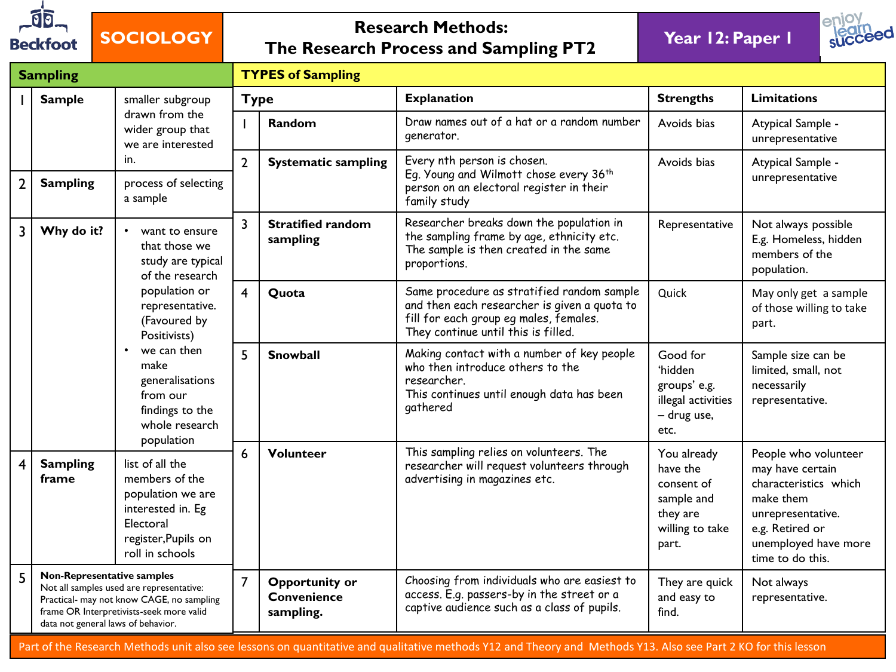# SOCIOLOGY

## Research Methods: The Research Process and Sampling PT2

**Year 12: Paper 1**

### Sampling

| | | |
|---|---|---|
| 1 | **Sample** | smaller subgroup drawn from the wider group that we are interested in. |
| 2 | **Sampling** | process of selecting a sample |
| 3 | **Why do it?** | • want to ensure that those we study are typical of the research population or representative. (Favoured by Positivists) • we can then make generalisations from our findings to the whole research population |
| 4 | **Sampling frame** | list of all the members of the population we are interested in. Eg Electoral register,Pupils on roll in schools |
| 5 | **Non-Representative samples** Not all samples used are representative: Practical- may not know CAGE, no sampling frame OR Interpretivists-seek more valid data not general laws of behavior. | |

### TYPES of Sampling

| | Type | Explanation | Strengths | Limitations |
|---|---|---|---|---|
| 1 | **Random** | Draw names out of a hat or a random number generator. | Avoids bias | Atypical Sample - unrepresentative |
| 2 | **Systematic sampling** | Every nth person is chosen. Eg. Young and Wilmott chose every 36th person on an electoral register in their family study | Avoids bias | Atypical Sample - unrepresentative |
| 3 | **Stratified random sampling** | Researcher breaks down the population in the sampling frame by age, ethnicity etc. The sample is then created in the same proportions. | Representative | Not always possible E.g. Homeless, hidden members of the population. |
| 4 | **Quota** | Same procedure as stratified random sample and then each researcher is given a quota to fill for each group eg males, females. They continue until this is filled. | Quick | May only get a sample of those willing to take part. |
| 5 | **Snowball** | Making contact with a number of key people who then introduce others to the researcher. This continues until enough data has been gathered | Good for 'hidden groups' e.g. illegal activities – drug use, etc. | Sample size can be limited, small, not necessarily representative. |
| 6 | **Volunteer** | This sampling relies on volunteers. The researcher will request volunteers through advertising in magazines etc. | You already have the consent of sample and they are willing to take part. | People who volunteer may have certain characteristics which make them unrepresentative. e.g. Retired or unemployed have more time to do this. |
| 7 | **Opportunity or Convenience sampling.** | Choosing from individuals who are easiest to access. E.g. passers-by in the street or a captive audience such as a class of pupils. | They are quick and easy to find. | Not always representative. |

Part of the Research Methods unit also see lessons on quantitative and qualitative methods Y12 and Theory and Methods Y13. Also see Part 2 KO for this lesson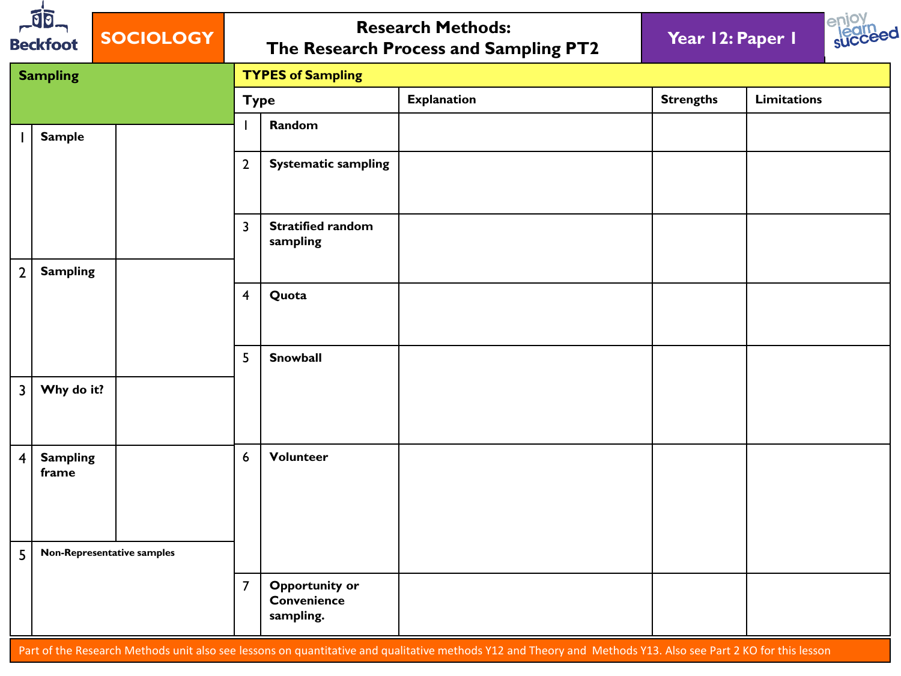# SOCIOLOGY

## Research Methods: The Research Process and Sampling PT2

**Year 12: Paper 1**

### Sampling

| | | |
|---|---|---|
| 1 | **Sample** | |
| 2 | **Sampling** | |
| 3 | **Why do it?** | |
| 4 | **Sampling frame** | |
| 5 | **Non-Representative samples** | |

### TYPES of Sampling

| | Type | Explanation | Strengths | Limitations |
|---|---|---|---|---|
| 1 | **Random** | | | |
| 2 | **Systematic sampling** | | | |
| 3 | **Stratified random sampling** | | | |
| 4 | **Quota** | | | |
| 5 | **Snowball** | | | |
| 6 | **Volunteer** | | | |
| 7 | **Opportunity or Convenience sampling.** | | | |

Part of the Research Methods unit also see lessons on quantitative and qualitative methods Y12 and Theory and Methods Y13. Also see Part 2 KO for this lesson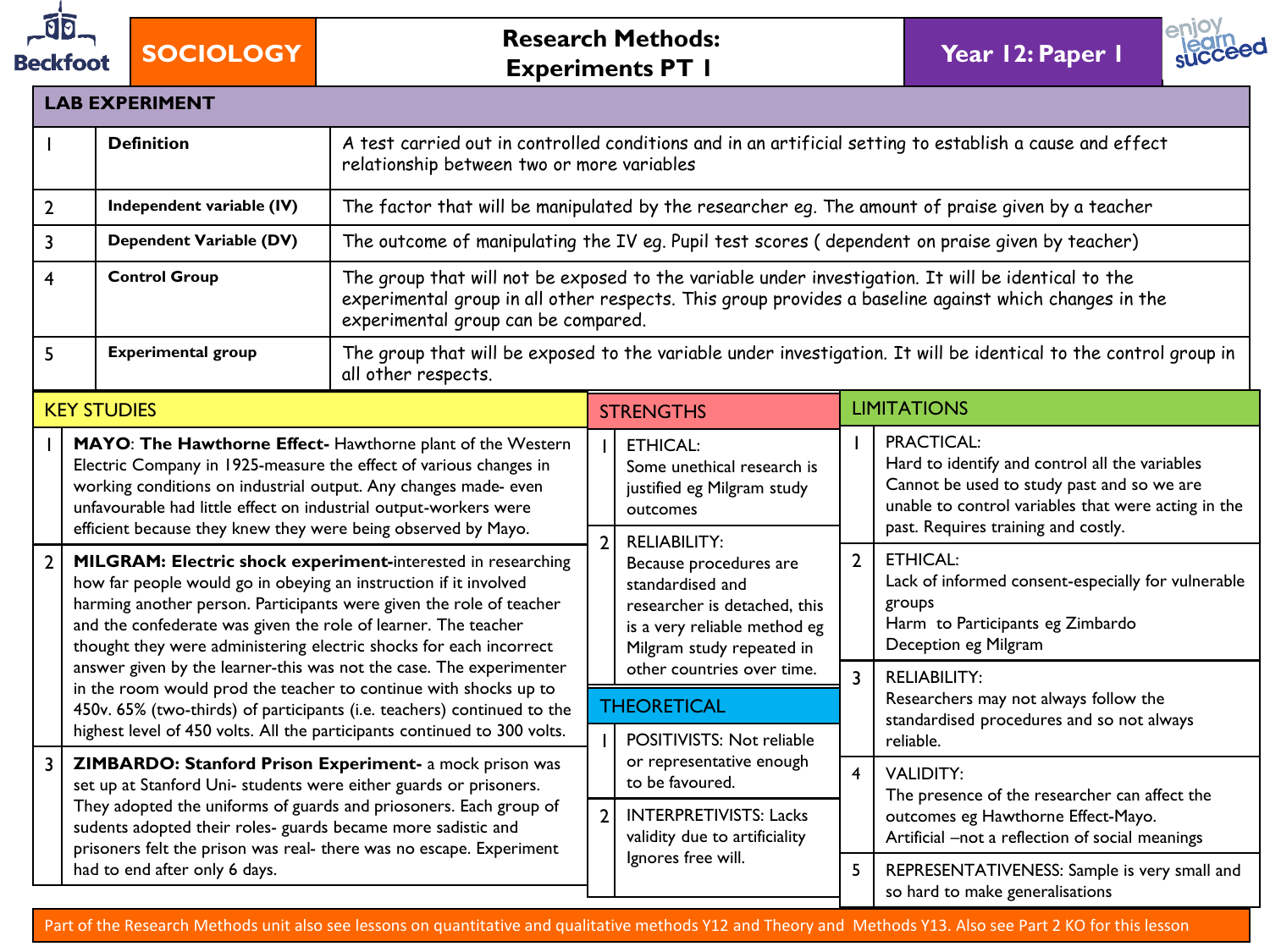# SOCIOLOGY — Research Methods: Experiments PT 1 — Year 12: Paper 1

## LAB EXPERIMENT

| | | |
|---|---|---|
| 1 | **Definition** | A test carried out in controlled conditions and in an artificial setting to establish a cause and effect relationship between two or more variables |
| 2 | **Independent variable (IV)** | The factor that will be manipulated by the researcher eg. The amount of praise given by a teacher |
| 3 | **Dependent Variable (DV)** | The outcome of manipulating the IV eg. Pupil test scores ( dependent on praise given by teacher) |
| 4 | **Control Group** | The group that will not be exposed to the variable under investigation. It will be identical to the experimental group in all other respects. This group provides a baseline against which changes in the experimental group can be compared. |
| 5 | **Experimental group** | The group that will be exposed to the variable under investigation. It will be identical to the control group in all other respects. |

## KEY STUDIES

1. **MAYO**: **The Hawthorne Effect-** Hawthorne plant of the Western Electric Company in 1925-measure the effect of various changes in working conditions on industrial output. Any changes made- even unfavourable had little effect on industrial output-workers were efficient because they knew they were being observed by Mayo.
2. **MILGRAM: Electric shock experiment-**interested in researching how far people would go in obeying an instruction if it involved harming another person. Participants were given the role of teacher and the confederate was given the role of learner. The teacher thought they were administering electric shocks for each incorrect answer given by the learner-this was not the case. The experimenter in the room would prod the teacher to continue with shocks up to 450v. 65% (two-thirds) of participants (i.e. teachers) continued to the highest level of 450 volts. All the participants continued to 300 volts.
3. **ZIMBARDO: Stanford Prison Experiment-** a mock prison was set up at Stanford Uni- students were either guards or prisoners. They adopted the uniforms of guards and priosoners. Each group of sudents adopted their roles- guards became more sadistic and prisoners felt the prison was real- there was no escape. Experiment had to end after only 6 days.

## STRENGTHS

1. ETHICAL: Some unethical research is justified eg Milgram study outcomes
2. RELIABILITY: Because procedures are standardised and researcher is detached, this is a very reliable method eg Milgram study repeated in other countries over time.

## THEORETICAL

1. POSITIVISTS: Not reliable or representative enough to be favoured.
2. INTERPRETIVISTS: Lacks validity due to artificiality Ignores free will.

## LIMITATIONS

1. PRACTICAL: Hard to identify and control all the variables Cannot be used to study past and so we are unable to control variables that were acting in the past. Requires training and costly.
2. ETHICAL: Lack of informed consent-especially for vulnerable groups Harm to Participants eg Zimbardo Deception eg Milgram
3. RELIABILITY: Researchers may not always follow the standardised procedures and so not always reliable.
4. VALIDITY: The presence of the researcher can affect the outcomes eg Hawthorne Effect-Mayo. Artificial –not a reflection of social meanings
5. REPRESENTATIVENESS: Sample is very small and so hard to make generalisations

Part of the Research Methods unit also see lessons on quantitative and qualitative methods Y12 and Theory and Methods Y13. Also see Part 2 KO for this lesson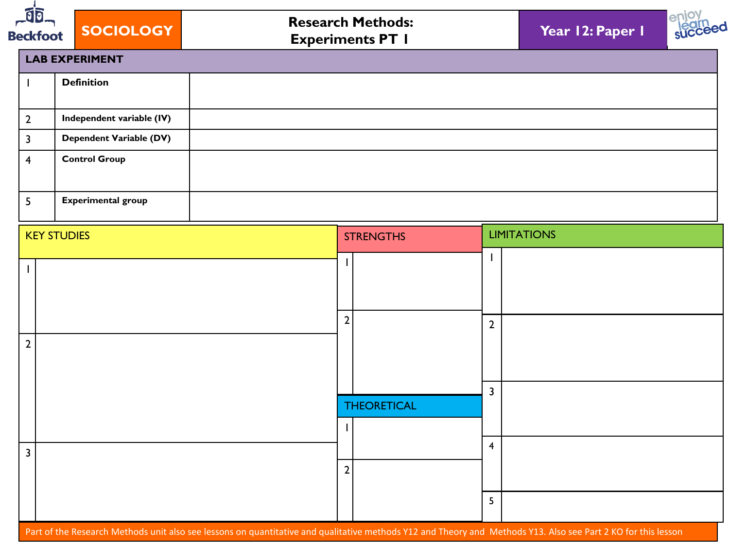SOCIOLOGY

# Research Methods: Experiments PT 1

Year 12: Paper 1

## LAB EXPERIMENT

| | | |
|---|---|---|
| 1 | **Definition** | |
| 2 | **Independent variable (IV)** | |
| 3 | **Dependent Variable (DV)** | |
| 4 | **Control Group** | |
| 5 | **Experimental group** | |

### KEY STUDIES

| | |
|---|---|
| 1 | |
| 2 | |
| 3 | |

### STRENGTHS

| | |
|---|---|
| 1 | |
| 2 | |

### THEORETICAL

| | |
|---|---|
| 1 | |
| 2 | |

### LIMITATIONS

| | |
|---|---|
| 1 | |
| 2 | |
| 3 | |
| 4 | |
| 5 | |

Part of the Research Methods unit also see lessons on quantitative and qualitative methods Y12 and Theory and Methods Y13. Also see Part 2 KO for this lesson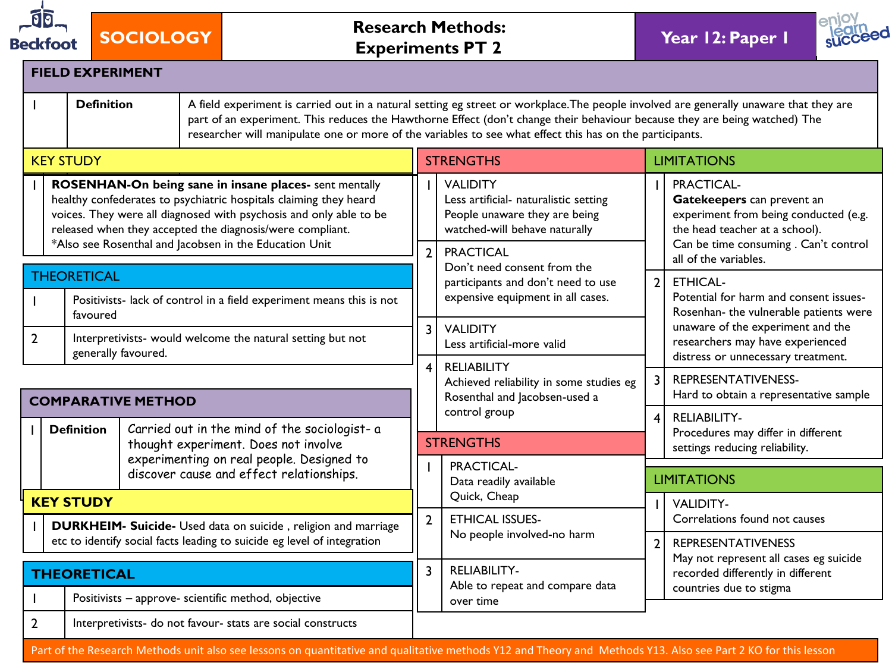# SOCIOLOGY — Research Methods: Experiments PT 2 — Year 12: Paper 1

## FIELD EXPERIMENT

| | | |
|---|---|---|
| 1 | **Definition** | A field experiment is carried out in a natural setting eg street or workplace.The people involved are generally unaware that they are part of an experiment. This reduces the Hawthorne Effect (don't change their behaviour because they are being watched) The researcher will manipulate one or more of the variables to see what effect this has on the participants. |

### KEY STUDY

| | |
|---|---|
| 1 | **ROSENHAN-On being sane in insane places-** sent mentally healthy confederates to psychiatric hospitals claiming they heard voices. They were all diagnosed with psychosis and only able to be released when they accepted the diagnosis/were compliant. *Also see Rosenthal and Jacobsen in the Education Unit |

### THEORETICAL

| | |
|---|---|
| 1 | Positivists- lack of control in a field experiment means this is not favoured |
| 2 | Interpretivists- would welcome the natural setting but not generally favoured. |

### STRENGTHS

| | |
|---|---|
| 1 | VALIDITY<br>Less artificial- naturalistic setting<br>People unaware they are being watched-will behave naturally |
| 2 | PRACTICAL<br>Don't need consent from the participants and don't need to use expensive equipment in all cases. |
| 3 | VALIDITY<br>Less artificial-more valid |
| 4 | RELIABILITY<br>Achieved reliability in some studies eg Rosenthal and Jacobsen-used a control group |

### LIMITATIONS

| | |
|---|---|
| 1 | PRACTICAL-<br>**Gatekeepers** can prevent an experiment from being conducted (e.g. the head teacher at a school).<br>Can be time consuming . Can't control all of the variables. |
| 2 | ETHICAL-<br>Potential for harm and consent issues-Rosenhan- the vulnerable patients were unaware of the experiment and the researchers may have experienced distress or unnecessary treatment. |
| 3 | REPRESENTATIVENESS-<br>Hard to obtain a representative sample |
| 4 | RELIABILITY-<br>Procedures may differ in different settings reducing reliability. |

## COMPARATIVE METHOD

| | | |
|---|---|---|
| 1 | **Definition** | Carried out in the mind of the sociologist- a thought experiment. Does not involve experimenting on real people. Designed to discover cause and effect relationships. |

### KEY STUDY

| | |
|---|---|
| 1 | **DURKHEIM- Suicide-** Used data on suicide , religion and marriage etc to identify social facts leading to suicide eg level of integration |

### THEORETICAL

| | |
|---|---|
| 1 | Positivists – approve- scientific method, objective |
| 2 | Interpretivists- do not favour- stats are social constructs |

### STRENGTHS

| | |
|---|---|
| 1 | PRACTICAL-<br>Data readily available<br>Quick, Cheap |
| 2 | ETHICAL ISSUES-<br>No people involved-no harm |
| 3 | RELIABILITY-<br>Able to repeat and compare data over time |

### LIMITATIONS

| | |
|---|---|
| 1 | VALIDITY-<br>Correlations found not causes |
| 2 | REPRESENTATIVENESS<br>May not represent all cases eg suicide recorded differently in different countries due to stigma |

Part of the Research Methods unit also see lessons on quantitative and qualitative methods Y12 and Theory and Methods Y13. Also see Part 2 KO for this lesson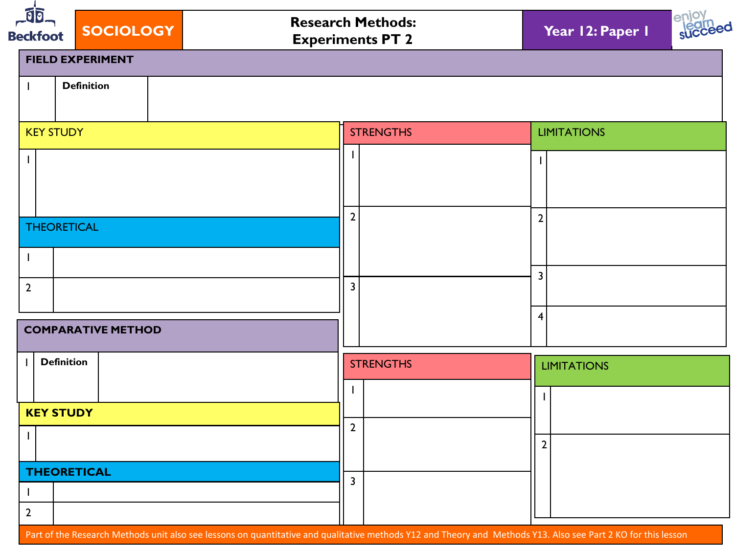SOCIOLOGY | Research Methods: Experiments PT 2 | Year 12: Paper 1

## FIELD EXPERIMENT

| 1 | Definition | |
|---|---|---|

### KEY STUDY

| 1 | |
|---|---|

### THEORETICAL

| 1 | |
|---|---|
| 2 | |

### STRENGTHS

| 1 | |
|---|---|
| 2 | |
| 3 | |

### LIMITATIONS

| 1 | |
|---|---|
| 2 | |
| 3 | |
| 4 | |

## COMPARATIVE METHOD

| 1 | Definition | |
|---|---|---|

### KEY STUDY

| 1 | |
|---|---|

### THEORETICAL

| 1 | |
|---|---|
| 2 | |

### STRENGTHS

| 1 | |
|---|---|
| 2 | |
| 3 | |

### LIMITATIONS

| 1 | |
|---|---|
| 2 | |

Part of the Research Methods unit also see lessons on quantitative and qualitative methods Y12 and Theory and Methods Y13. Also see Part 2 KO for this lesson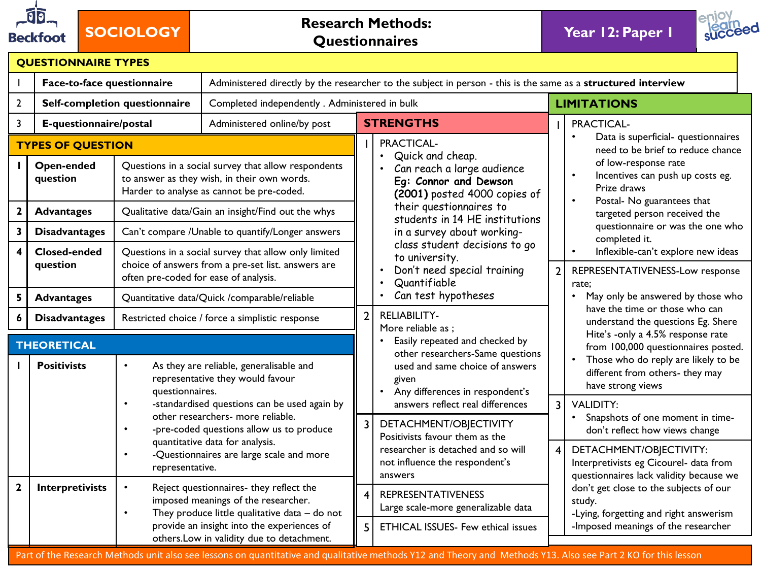# SOCIOLOGY — Research Methods: Questionnaires — Year 12: Paper 1

## QUESTIONNAIRE TYPES

| | | |
|---|---|---|
| 1 | **Face-to-face questionnaire** | Administered directly by the researcher to the subject in person - this is the same as a **structured interview** |
| 2 | **Self-completion questionnaire** | Completed independently . Administered in bulk |
| 3 | **E-questionnaire/postal** | Administered online/by post |

## TYPES OF QUESTION

| | | |
|---|---|---|
| 1 | **Open-ended question** | Questions in a social survey that allow respondents to answer as they wish, in their own words. Harder to analyse as cannot be pre-coded. |
| 2 | **Advantages** | Qualitative data/Gain an insight/Find out the whys |
| 3 | **Disadvantages** | Can't compare /Unable to quantify/Longer answers |
| 4 | **Closed-ended question** | Questions in a social survey that allow only limited choice of answers from a pre-set list. answers are often pre-coded for ease of analysis. |
| 5 | **Advantages** | Quantitative data/Quick /comparable/reliable |
| 6 | **Disadvantages** | Restricted choice / force a simplistic response |

## THEORETICAL

**1 Positivists**

- As they are reliable, generalisable and representative they would favour questionnaires.
- -standardised questions can be used again by other researchers- more reliable.
- -pre-coded questions allow us to produce quantitative data for analysis.
- -Questionnaires are large scale and more representative.

**2 Interpretivists**

- Reject questionnaires- they reflect the imposed meanings of the researcher.
- They produce little qualitative data – do not provide an insight into the experiences of others.Low in validity due to detachment.

## STRENGTHS

**1** PRACTICAL-
- Quick and cheap.
- Can reach a large audience **Eg: Connor and Dewson (2001)** posted 4000 copies of their questionnaires to students in 14 HE institutions in a survey about working-class student decisions to go to university.
- Don't need special training
- Quantifiable
- Can test hypotheses

**2** RELIABILITY-
More reliable as ;
- Easily repeated and checked by other researchers-Same questions used and same choice of answers given
- Any differences in respondent's answers reflect real differences

**3** DETACHMENT/OBJECTIVITY
Positivists favour them as the researcher is detached and so will not influence the respondent's answers

**4** REPRESENTATIVENESS
Large scale-more generalizable data

**5** ETHICAL ISSUES- Few ethical issues

## LIMITATIONS

**1** PRACTICAL-
- Data is superficial- questionnaires need to be brief to reduce chance of low-response rate
- Incentives can push up costs eg. Prize draws
- Postal- No guarantees that targeted person received the questionnaire or was the one who completed it.
- Inflexible-can't explore new ideas

**2** REPRESENTATIVENESS-Low response rate;
- May only be answered by those who have the time or those who can understand the questions Eg. Shere Hite's -only a 4.5% response rate from 100,000 questionnaires posted.
- Those who do reply are likely to be different from others- they may have strong views

**3** VALIDITY:
- Snapshots of one moment in time- don't reflect how views change

**4** DETACHMENT/OBJECTIVITY:
Interpretivists eg Cicourel- data from questionnaires lack validity because we don't get close to the subjects of our study.
-Lying, forgetting and right answerism
-Imposed meanings of the researcher

Part of the Research Methods unit also see lessons on quantitative and qualitative methods Y12 and Theory and Methods Y13. Also see Part 2 KO for this lesson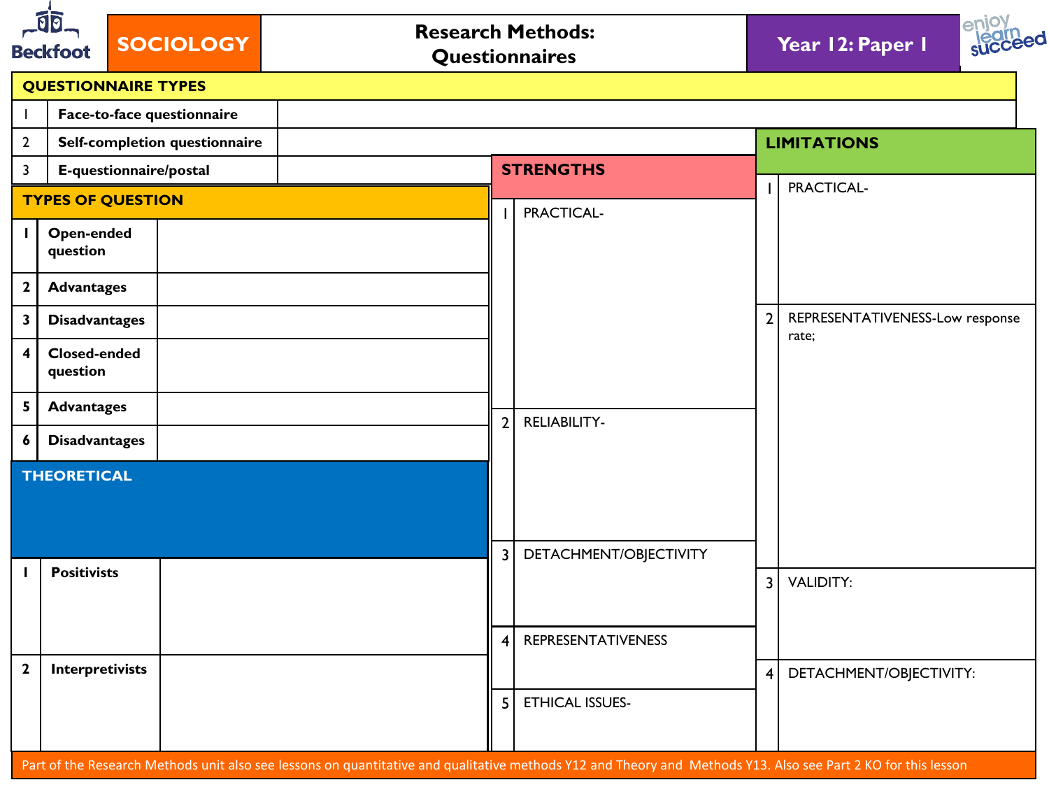# SOCIOLOGY — Research Methods: Questionnaires — Year 12: Paper 1

## QUESTIONNAIRE TYPES

| | | |
|---|---|---|
| 1 | Face-to-face questionnaire | |
| 2 | Self-completion questionnaire | |
| 3 | E-questionnaire/postal | |

## TYPES OF QUESTION

| | | |
|---|---|---|
| 1 | Open-ended question | |
| 2 | Advantages | |
| 3 | Disadvantages | |
| 4 | Closed-ended question | |
| 5 | Advantages | |
| 6 | Disadvantages | |

## THEORETICAL

| | | |
|---|---|---|
| 1 | Positivists | |
| 2 | Interpretivists | |

## STRENGTHS

| | |
|---|---|
| 1 | PRACTICAL- |
| 2 | RELIABILITY- |
| 3 | DETACHMENT/OBJECTIVITY |
| 4 | REPRESENTATIVENESS |
| 5 | ETHICAL ISSUES- |

## LIMITATIONS

| | |
|---|---|
| 1 | PRACTICAL- |
| 2 | REPRESENTATIVENESS-Low response rate; |
| 3 | VALIDITY: |
| 4 | DETACHMENT/OBJECTIVITY: |

Part of the Research Methods unit also see lessons on quantitative and qualitative methods Y12 and Theory and Methods Y13. Also see Part 2 KO for this lesson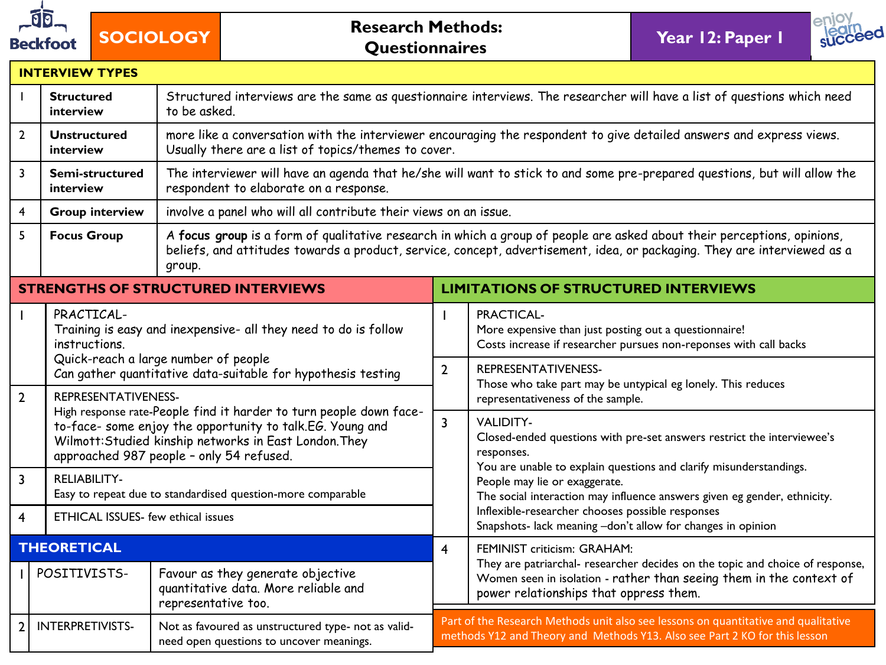# SOCIOLOGY — Research Methods: Questionnaires — Year 12: Paper 1

## INTERVIEW TYPES

| | | |
|---|---|---|
| 1 | **Structured interview** | Structured interviews are the same as questionnaire interviews. The researcher will have a list of questions which need to be asked. |
| 2 | **Unstructured interview** | more like a conversation with the interviewer encouraging the respondent to give detailed answers and express views. Usually there are a list of topics/themes to cover. |
| 3 | **Semi-structured interview** | The interviewer will have an agenda that he/she will want to stick to and some pre-prepared questions, but will allow the respondent to elaborate on a response. |
| 4 | **Group interview** | involve a panel who will all contribute their views on an issue. |
| 5 | **Focus Group** | A **focus group** is a form of qualitative research in which a group of people are asked about their perceptions, opinions, beliefs, and attitudes towards a product, service, concept, advertisement, idea, or packaging. They are interviewed as a group. |

## STRENGTHS OF STRUCTURED INTERVIEWS

| | |
|---|---|
| 1 | PRACTICAL-<br>Training is easy and inexpensive- all they need to do is follow instructions.<br>Quick-reach a large number of people<br>Can gather quantitative data-suitable for hypothesis testing |
| 2 | REPRESENTATIVENESS-<br>High response rate-People find it harder to turn people down face-to-face- some enjoy the opportunity to talk.EG. Young and Wilmott:Studied kinship networks in East London.They approached 987 people – only 54 refused. |
| 3 | RELIABILITY-<br>Easy to repeat due to standardised question-more comparable |
| 4 | ETHICAL ISSUES- few ethical issues |

## THEORETICAL

| | | |
|---|---|---|
| 1 | POSITIVISTS- | Favour as they generate objective quantitative data. More reliable and representative too. |
| 2 | INTERPRETIVISTS- | Not as favoured as unstructured type- not as valid-need open questions to uncover meanings. |

## LIMITATIONS OF STRUCTURED INTERVIEWS

| | |
|---|---|
| 1 | PRACTICAL-<br>More expensive than just posting out a questionnaire!<br>Costs increase if researcher pursues non-reponses with call backs |
| 2 | REPRESENTATIVENESS-<br>Those who take part may be untypical eg lonely. This reduces representativeness of the sample. |
| 3 | VALIDITY-<br>Closed-ended questions with pre-set answers restrict the interviewee's responses.<br>You are unable to explain questions and clarify misunderstandings.<br>People may lie or exaggerate.<br>The social interaction may influence answers given eg gender, ethnicity.<br>Inflexible-researcher chooses possible responses<br>Snapshots- lack meaning –don't allow for changes in opinion |
| 4 | FEMINIST criticism: GRAHAM:<br>They are patriarchal- researcher decides on the topic and choice of response, Women seen in isolation - rather than seeing them in the context of power relationships that oppress them. |

Part of the Research Methods unit also see lessons on quantitative and qualitative methods Y12 and Theory and Methods Y13. Also see Part 2 KO for this lesson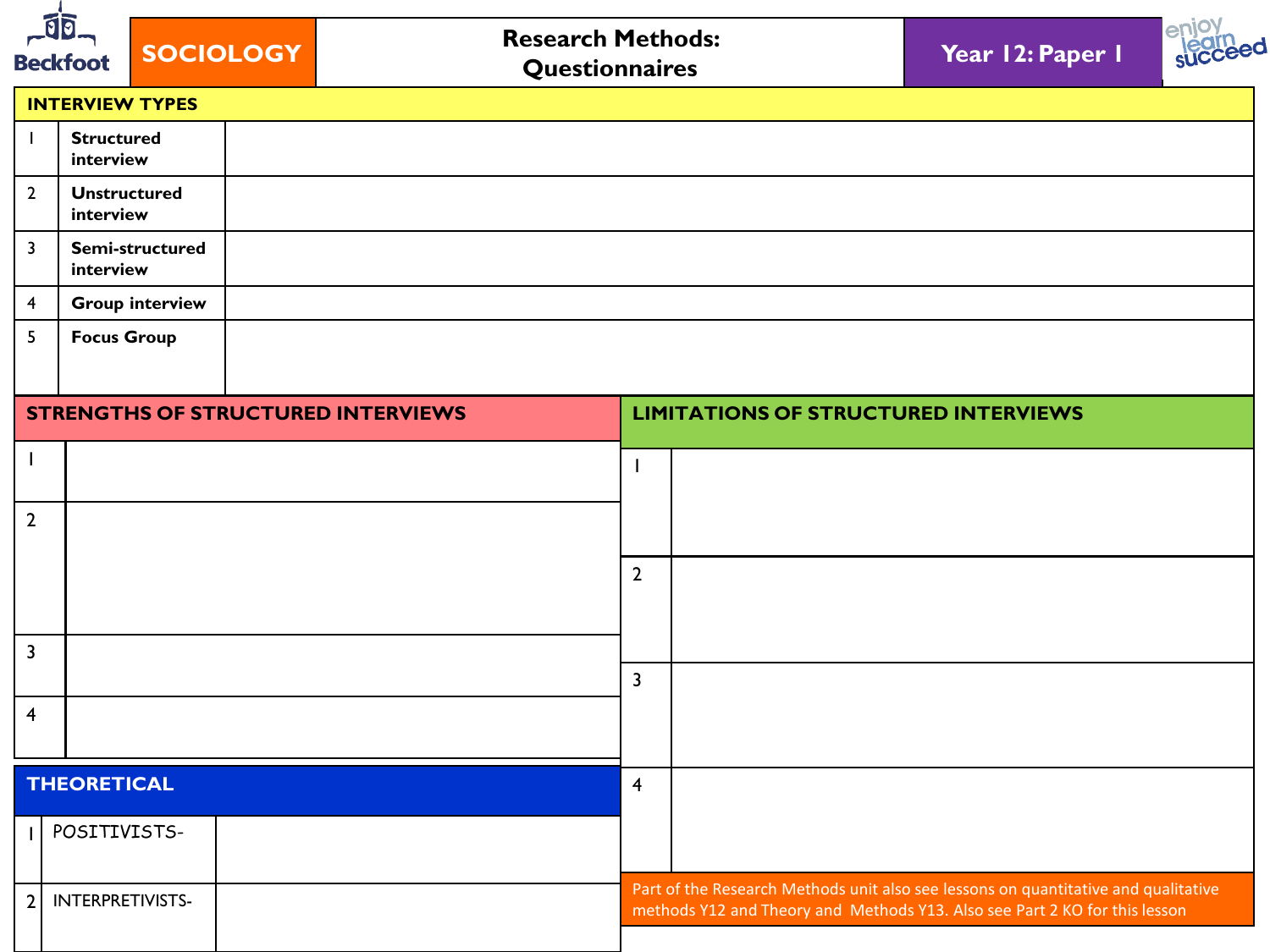Beckfoot

**SOCIOLOGY** | **Research Methods: Questionnaires** | **Year 12: Paper 1**

enjoy learn succeed

## INTERVIEW TYPES

| | | |
|---|---|---|
| 1 | **Structured interview** | |
| 2 | **Unstructured interview** | |
| 3 | **Semi-structured interview** | |
| 4 | **Group interview** | |
| 5 | **Focus Group** | |

## STRENGTHS OF STRUCTURED INTERVIEWS

| | |
|---|---|
| 1 | |
| 2 | |
| 3 | |
| 4 | |

## THEORETICAL

| | | |
|---|---|---|
| 1 | POSITIVISTS- | |
| 2 | INTERPRETIVISTS- | |

## LIMITATIONS OF STRUCTURED INTERVIEWS

| | |
|---|---|
| 1 | |
| 2 | |
| 3 | |
| 4 | |

Part of the Research Methods unit also see lessons on quantitative and qualitative methods Y12 and Theory and Methods Y13. Also see Part 2 KO for this lesson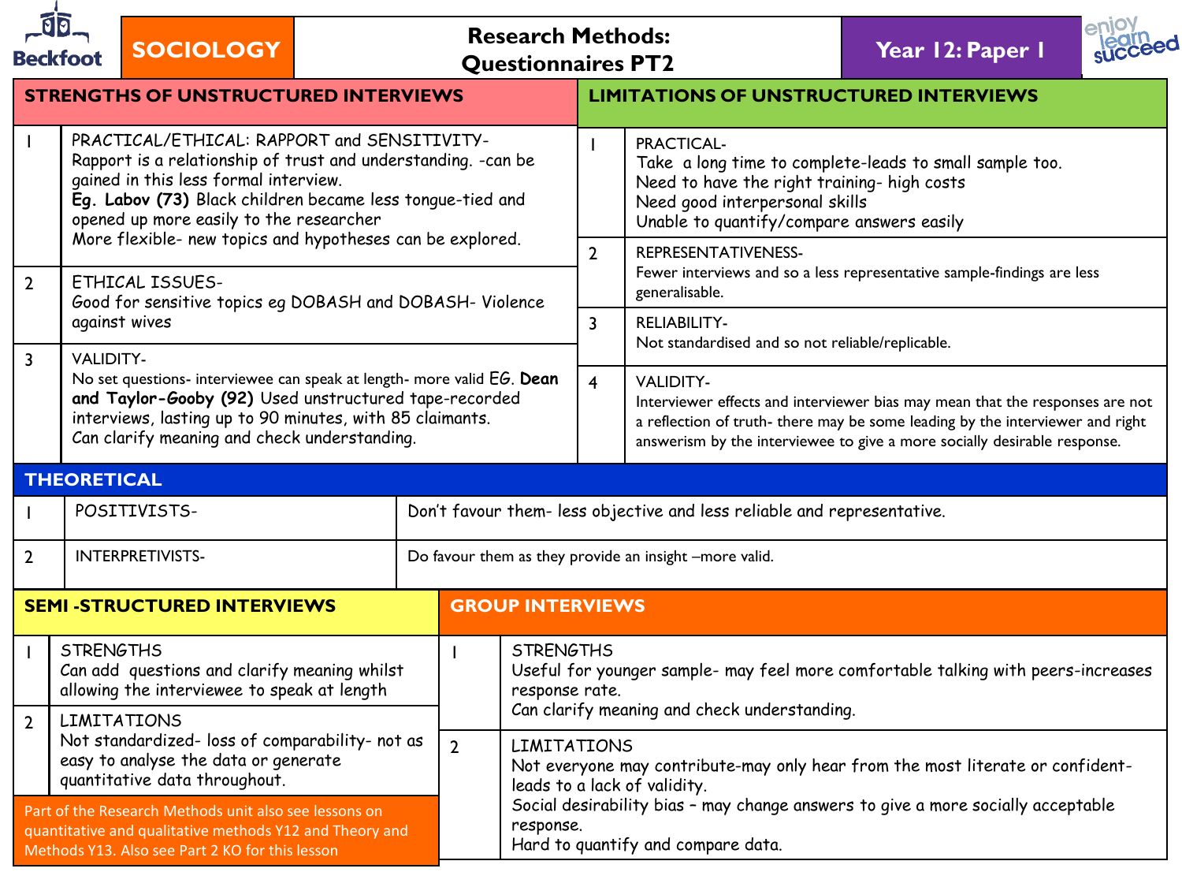# SOCIOLOGY — Research Methods: Questionnaires PT2 — Year 12: Paper 1

## STRENGTHS OF UNSTRUCTURED INTERVIEWS

| | |
|---|---|
| 1 | PRACTICAL/ETHICAL: RAPPORT and SENSITIVITY- Rapport is a relationship of trust and understanding. -can be gained in this less formal interview. **Eg. Labov (73)** Black children became less tongue-tied and opened up more easily to the researcher. More flexible- new topics and hypotheses can be explored. |
| 2 | ETHICAL ISSUES- Good for sensitive topics eg DOBASH and DOBASH- Violence against wives |
| 3 | VALIDITY- No set questions- interviewee can speak at length- more valid EG. **Dean and Taylor-Gooby (92)** Used unstructured tape-recorded interviews, lasting up to 90 minutes, with 85 claimants. Can clarify meaning and check understanding. |

## LIMITATIONS OF UNSTRUCTURED INTERVIEWS

| | |
|---|---|
| 1 | PRACTICAL- Take a long time to complete-leads to small sample too. Need to have the right training- high costs. Need good interpersonal skills. Unable to quantify/compare answers easily |
| 2 | REPRESENTATIVENESS- Fewer interviews and so a less representative sample-findings are less generalisable. |
| 3 | RELIABILITY- Not standardised and so not reliable/replicable. |
| 4 | VALIDITY- Interviewer effects and interviewer bias may mean that the responses are not a reflection of truth- there may be some leading by the interviewer and right answerism by the interviewee to give a more socially desirable response. |

## THEORETICAL

| | | |
|---|---|---|
| 1 | POSITIVISTS- | Don't favour them- less objective and less reliable and representative. |
| 2 | INTERPRETIVISTS- | Do favour them as they provide an insight –more valid. |

## SEMI -STRUCTURED INTERVIEWS

| | |
|---|---|
| 1 | STRENGTHS Can add questions and clarify meaning whilst allowing the interviewee to speak at length |
| 2 | LIMITATIONS Not standardized- loss of comparability- not as easy to analyse the data or generate quantitative data throughout. |

Part of the Research Methods unit also see lessons on quantitative and qualitative methods Y12 and Theory and Methods Y13. Also see Part 2 KO for this lesson

## GROUP INTERVIEWS

| | |
|---|---|
| 1 | STRENGTHS Useful for younger sample- may feel more comfortable talking with peers-increases response rate. Can clarify meaning and check understanding. |
| 2 | LIMITATIONS Not everyone may contribute-may only hear from the most literate or confident- leads to a lack of validity. Social desirability bias – may change answers to give a more socially acceptable response. Hard to quantify and compare data. |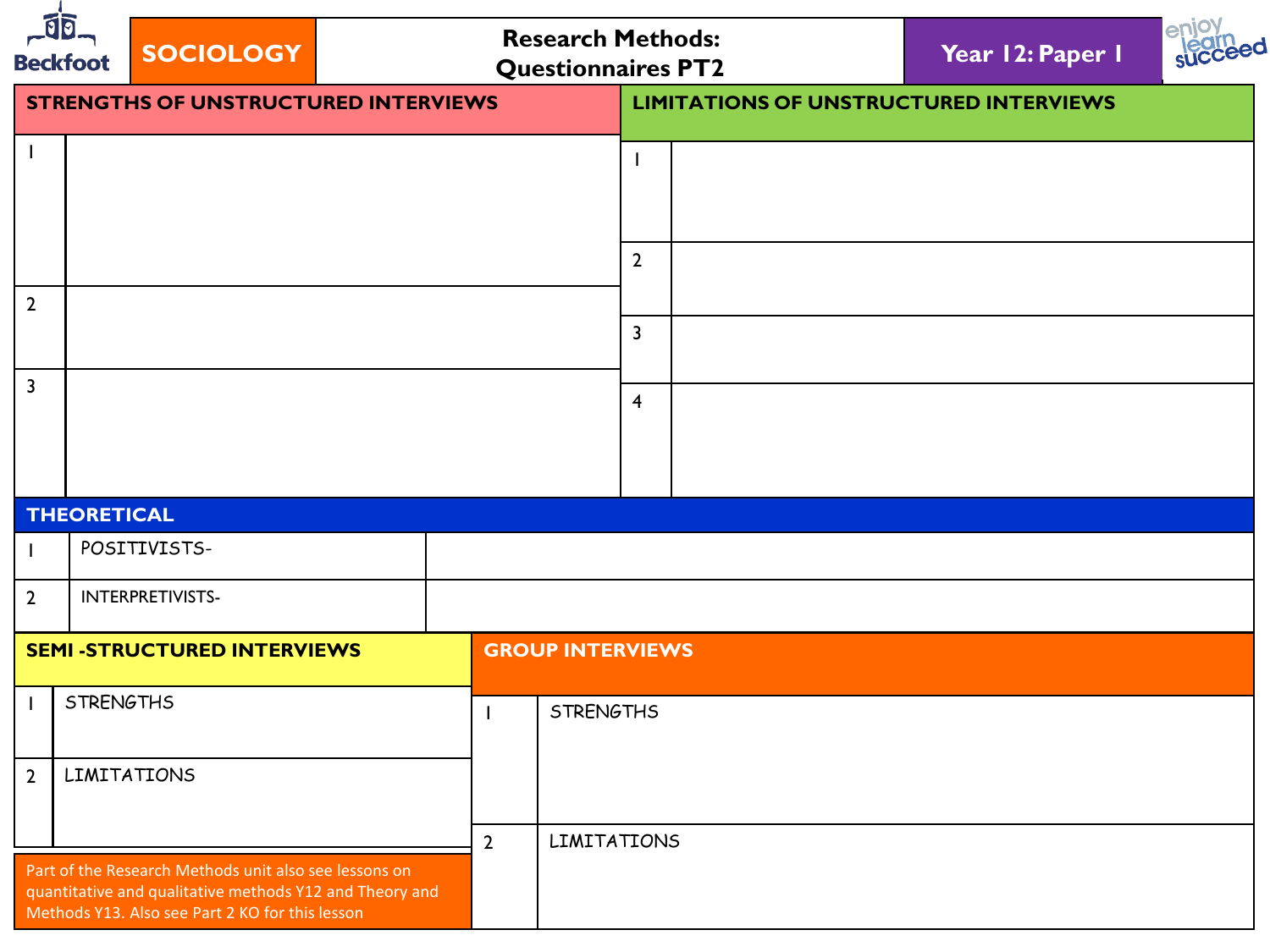**Beckfoot** | **SOCIOLOGY** | **Research Methods: Questionnaires PT2** | **Year 12: Paper 1** | enjoy learn succeed

## STRENGTHS OF UNSTRUCTURED INTERVIEWS

| | |
|---|---|
| 1 | |
| 2 | |
| 3 | |

## LIMITATIONS OF UNSTRUCTURED INTERVIEWS

| | |
|---|---|
| 1 | |
| 2 | |
| 3 | |
| 4 | |

## THEORETICAL

| | | |
|---|---|---|
| 1 | POSITIVISTS- | |
| 2 | INTERPRETIVISTS- | |

## SEMI -STRUCTURED INTERVIEWS

| | |
|---|---|
| 1 | STRENGTHS |
| 2 | LIMITATIONS |

## GROUP INTERVIEWS

| | |
|---|---|
| 1 | STRENGTHS |
| 2 | LIMITATIONS |

Part of the Research Methods unit also see lessons on quantitative and qualitative methods Y12 and Theory and Methods Y13. Also see Part 2 KO for this lesson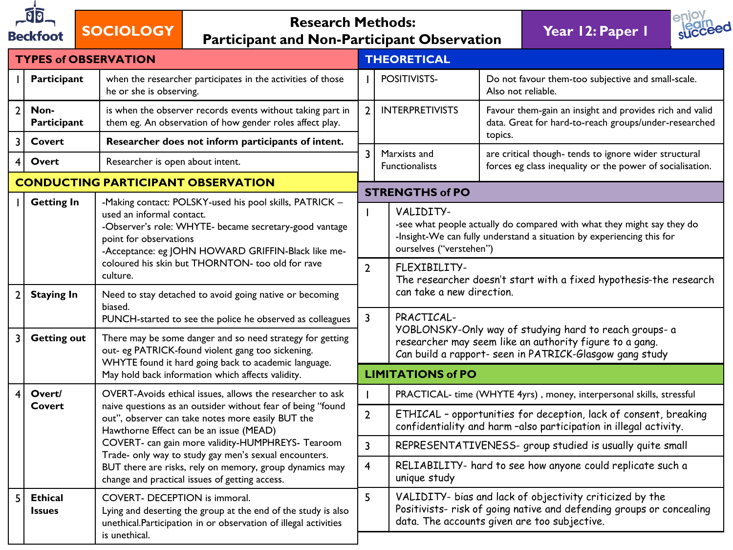# SOCIOLOGY — Research Methods: Participant and Non-Participant Observation — Year 12: Paper 1

## TYPES of OBSERVATION

| | | |
|---|---|---|
| 1 | **Participant** | when the researcher participates in the activities of those he or she is observing. |
| 2 | **Non-Participant** | is when the observer records events without taking part in them eg. An observation of how gender roles affect play. |
| 3 | **Covert** | **Researcher does not inform participants of intent.** |
| 4 | **Overt** | Researcher is open about intent. |

## CONDUCTING PARTICIPANT OBSERVATION

| | | |
|---|---|---|
| 1 | **Getting In** | -Making contact: POLSKY-used his pool skills, PATRICK – used an informal contact.<br>-Observer's role: WHYTE- became secretary-good vantage point for observations<br>-Acceptance: eg JOHN HOWARD GRIFFIN-Black like me- coloured his skin but THORNTON- too old for rave culture. |
| 2 | **Staying In** | Need to stay detached to avoid going native or becoming biased.<br>PUNCH-started to see the police he observed as colleagues |
| 3 | **Getting out** | There may be some danger and so need strategy for getting out- eg PATRICK-found violent gang too sickening.<br>WHYTE found it hard going back to academic language.<br>May hold back information which affects validity. |
| 4 | **Overt/ Covert** | OVERT-Avoids ethical issues, allows the researcher to ask naive questions as an outsider without fear of being "found out", observer can take notes more easily BUT the Hawthorne Effect can be an issue (MEAD)<br>COVERT- can gain more validity-HUMPHREYS- Tearoom Trade- only way to study gay men's sexual encounters. BUT there are risks, rely on memory, group dynamics may change and practical issues of getting access. |
| 5 | **Ethical Issues** | COVERT- DECEPTION is immoral.<br>Lying and deserting the group at the end of the study is also unethical.Participation in or observation of illegal activities is unethical. |

## THEORETICAL

| | | |
|---|---|---|
| 1 | POSITIVISTS- | Do not favour them-too subjective and small-scale. Also not reliable. |
| 2 | INTERPRETIVISTS | Favour them-gain an insight and provides rich and valid data. Great for hard-to-reach groups/under-researched topics. |
| 3 | Marxists and Functionalists | are critical though- tends to ignore wider structural forces eg class inequality or the power of socialisation. |

## STRENGTHS of PO

| | |
|---|---|
| 1 | VALIDITY-<br>-see what people actually do compared with what they might say they do<br>-Insight-We can fully understand a situation by experiencing this for ourselves ("verstehen") |
| 2 | FLEXIBILITY-<br>The researcher doesn't start with a fixed hypothesis-the research can take a new direction. |
| 3 | PRACTICAL-<br>YOBLONSKY-Only way of studying hard to reach groups- a researcher may seem like an authority figure to a gang.<br>Can build a rapport- seen in PATRICK-Glasgow gang study |

## LIMITATIONS of PO

| | |
|---|---|
| 1 | PRACTICAL- time (WHYTE 4yrs) , money, interpersonal skills, stressful |
| 2 | ETHICAL – opportunities for deception, lack of consent, breaking confidentiality and harm –also participation in illegal activity. |
| 3 | REPRESENTATIVENESS- group studied is usually quite small |
| 4 | RELIABILITY- hard to see how anyone could replicate such a unique study |
| 5 | VALIDITY- bias and lack of objectivity criticized by the Positivists- risk of going native and defending groups or concealing data. The accounts given are too subjective. |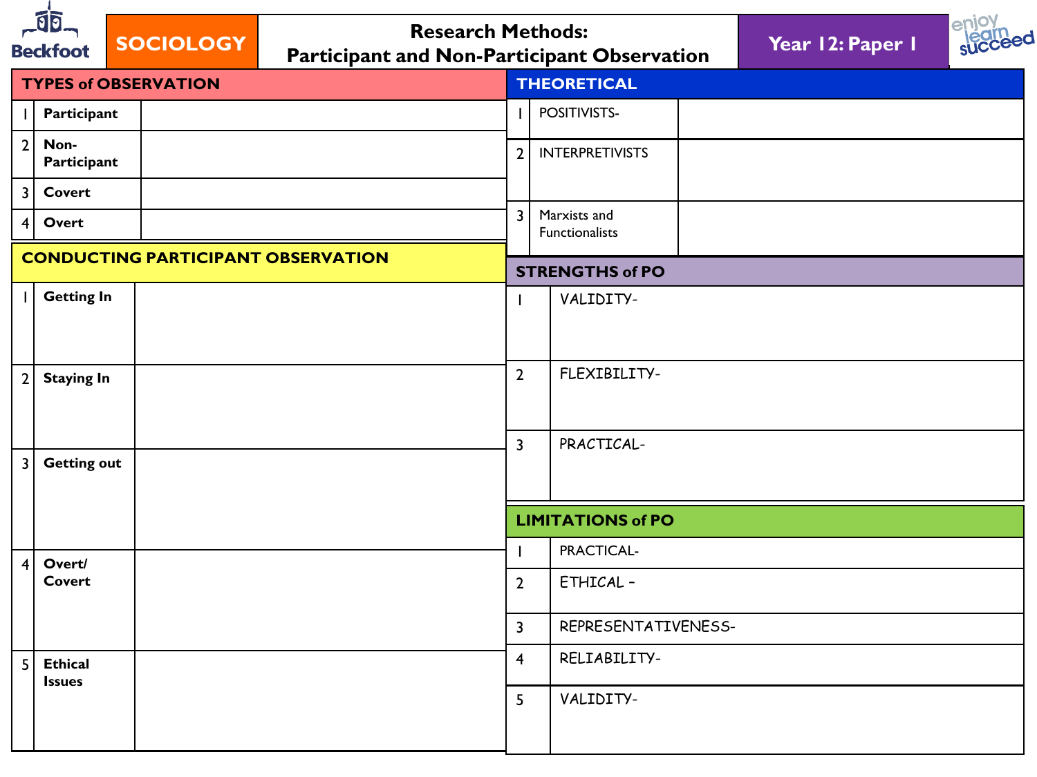Beckfoot | SOCIOLOGY | Research Methods: Participant and Non-Participant Observation | Year 12: Paper 1

## TYPES of OBSERVATION

| | | |
|---|---|---|
| 1 | **Participant** | |
| 2 | **Non-Participant** | |
| 3 | **Covert** | |
| 4 | **Overt** | |

## CONDUCTING PARTICIPANT OBSERVATION

| | | |
|---|---|---|
| 1 | **Getting In** | |
| 2 | **Staying In** | |
| 3 | **Getting out** | |
| 4 | **Overt/ Covert** | |
| 5 | **Ethical Issues** | |

## THEORETICAL

| | | |
|---|---|---|
| 1 | POSITIVISTS- | |
| 2 | INTERPRETIVISTS | |
| 3 | Marxists and Functionalists | |

## STRENGTHS of PO

| | |
|---|---|
| 1 | VALIDITY- |
| 2 | FLEXIBILITY- |
| 3 | PRACTICAL- |

## LIMITATIONS of PO

| | |
|---|---|
| 1 | PRACTICAL- |
| 2 | ETHICAL – |
| 3 | REPRESENTATIVENESS- |
| 4 | RELIABILITY- |
| 5 | VALIDITY- |

enjoy learn succeed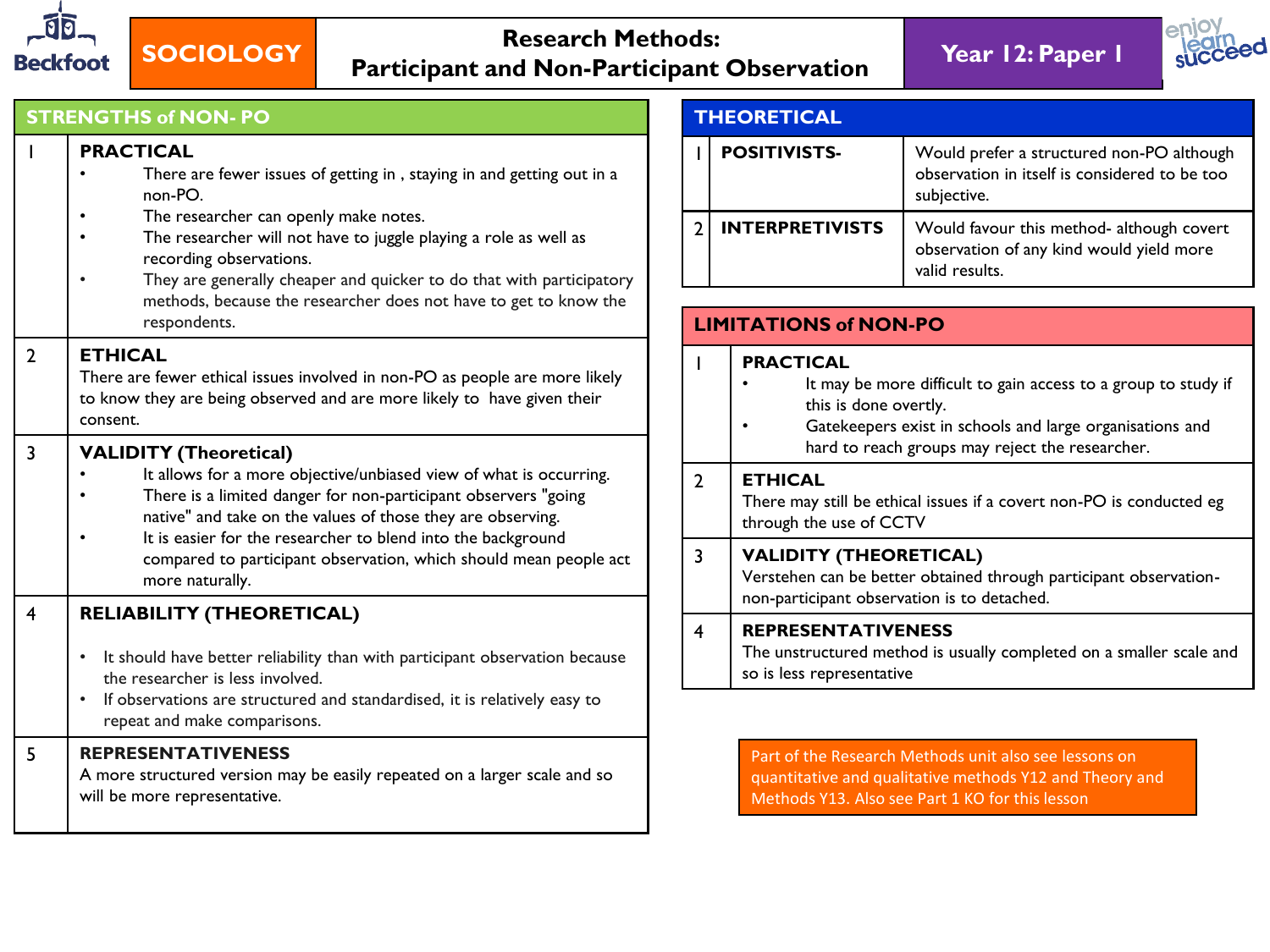# SOCIOLOGY — Research Methods: Participant and Non-Participant Observation — Year 12: Paper 1

## STRENGTHS of NON- PO

| | |
|---|---|
| 1 | **PRACTICAL**<br>• There are fewer issues of getting in , staying in and getting out in a non-PO.<br>• The researcher can openly make notes.<br>• The researcher will not have to juggle playing a role as well as recording observations.<br>• They are generally cheaper and quicker to do that with participatory methods, because the researcher does not have to get to know the respondents. |
| 2 | **ETHICAL**<br>There are fewer ethical issues involved in non-PO as people are more likely to know they are being observed and are more likely to have given their consent. |
| 3 | **VALIDITY (Theoretical)**<br>• It allows for a more objective/unbiased view of what is occurring.<br>• There is a limited danger for non-participant observers "going native" and take on the values of those they are observing.<br>• It is easier for the researcher to blend into the background compared to participant observation, which should mean people act more naturally. |
| 4 | **RELIABILITY (THEORETICAL)**<br>• It should have better reliability than with participant observation because the researcher is less involved.<br>• If observations are structured and standardised, it is relatively easy to repeat and make comparisons. |
| 5 | **REPRESENTATIVENESS**<br>A more structured version may be easily repeated on a larger scale and so will be more representative. |

## THEORETICAL

| | | |
|---|---|---|
| 1 | **POSITIVISTS-** | Would prefer a structured non-PO although observation in itself is considered to be too subjective. |
| 2 | **INTERPRETIVISTS** | Would favour this method- although covert observation of any kind would yield more valid results. |

## LIMITATIONS of NON-PO

| | |
|---|---|
| 1 | **PRACTICAL**<br>• It may be more difficult to gain access to a group to study if this is done overtly.<br>• Gatekeepers exist in schools and large organisations and hard to reach groups may reject the researcher. |
| 2 | **ETHICAL**<br>There may still be ethical issues if a covert non-PO is conducted eg through the use of CCTV |
| 3 | **VALIDITY (THEORETICAL)**<br>Verstehen can be better obtained through participant observation- non-participant observation is to detached. |
| 4 | **REPRESENTATIVENESS**<br>The unstructured method is usually completed on a smaller scale and so is less representative |

Part of the Research Methods unit also see lessons on quantitative and qualitative methods Y12 and Theory and Methods Y13. Also see Part 1 KO for this lesson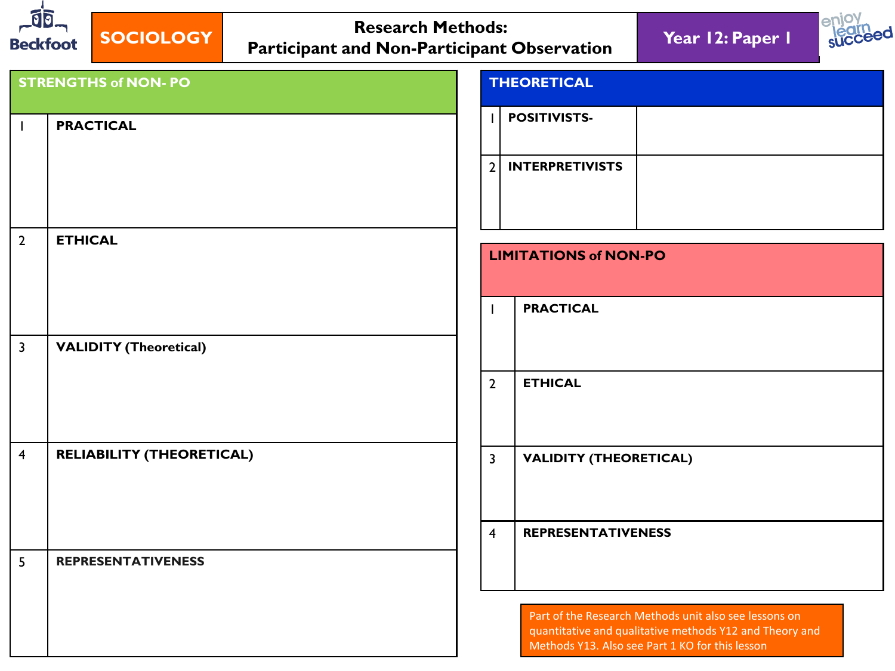Beckfoot

| SOCIOLOGY | Research Methods: Participant and Non-Participant Observation | Year 12: Paper 1 |
|---|---|---|

enjoy learn succeed

## STRENGTHS of NON- PO

| | |
|---|---|
| 1 | **PRACTICAL** |
| 2 | **ETHICAL** |
| 3 | **VALIDITY (Theoretical)** |
| 4 | **RELIABILITY (THEORETICAL)** |
| 5 | **REPRESENTATIVENESS** |

## THEORETICAL

| | | |
|---|---|---|
| 1 | **POSITIVISTS-** | |
| 2 | **INTERPRETIVISTS** | |

## LIMITATIONS of NON-PO

| | |
|---|---|
| 1 | **PRACTICAL** |
| 2 | **ETHICAL** |
| 3 | **VALIDITY (THEORETICAL)** |
| 4 | **REPRESENTATIVENESS** |

Part of the Research Methods unit also see lessons on quantitative and qualitative methods Y12 and Theory and Methods Y13. Also see Part 1 KO for this lesson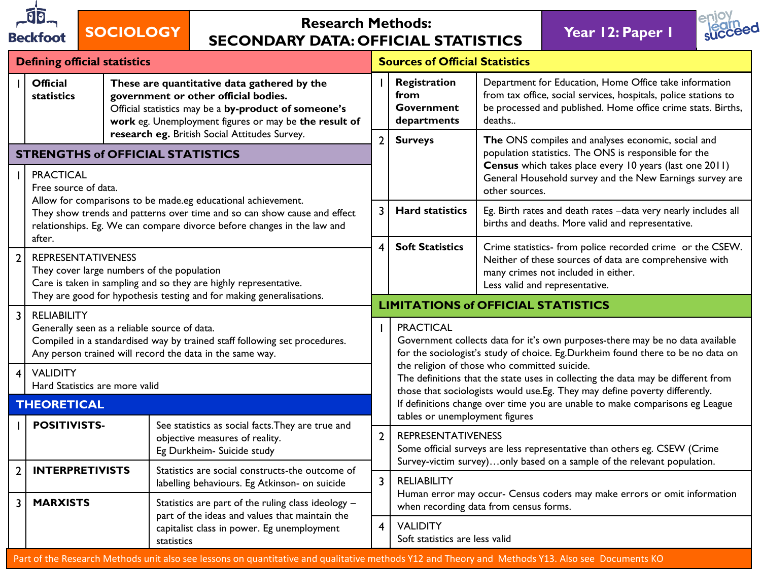# SOCIOLOGY — Research Methods: SECONDARY DATA: OFFICIAL STATISTICS

**Year 12: Paper 1**

## Defining official statistics

| | | |
|---|---|---|
| 1 | **Official statistics** | **These are quantitative data gathered by the government or other official bodies.** Official statistics may be a **by-product of someone's work** eg. Unemployment figures or may be **the result of research eg.** British Social Attitudes Survey. |

## STRENGTHS of OFFICIAL STATISTICS

| | |
|---|---|
| 1 | PRACTICAL<br>Free source of data.<br>Allow for comparisons to be made.eg educational achievement.<br>They show trends and patterns over time and so can show cause and effect relationships. Eg. We can compare divorce before changes in the law and after. |
| 2 | REPRESENTATIVENESS<br>They cover large numbers of the population<br>Care is taken in sampling and so they are highly representative.<br>They are good for hypothesis testing and for making generalisations. |
| 3 | RELIABILITY<br>Generally seen as a reliable source of data.<br>Compiled in a standardised way by trained staff following set procedures.<br>Any person trained will record the data in the same way. |
| 4 | VALIDITY<br>Hard Statistics are more valid |

## THEORETICAL

| | | |
|---|---|---|
| 1 | **POSITIVISTS-** | See statistics as social facts.They are true and objective measures of reality.<br>Eg Durkheim- Suicide study |
| 2 | **INTERPRETIVISTS** | Statistics are social constructs-the outcome of labelling behaviours. Eg Atkinson- on suicide |
| 3 | **MARXISTS** | Statistics are part of the ruling class ideology – part of the ideas and values that maintain the capitalist class in power. Eg unemployment statistics |

## Sources of Official Statistics

| | | |
|---|---|---|
| 1 | **Registration from Government departments** | Department for Education, Home Office take information from tax office, social services, hospitals, police stations to be processed and published. Home office crime stats. Births, deaths.. |
| 2 | **Surveys** | **The** ONS compiles and analyses economic, social and population statistics. The ONS is responsible for the **Census** which takes place every 10 years (last one 2011) General Household survey and the New Earnings survey are other sources. |
| 3 | **Hard statistics** | Eg. Birth rates and death rates –data very nearly includes all births and deaths. More valid and representative. |
| 4 | **Soft Statistics** | Crime statistics- from police recorded crime or the CSEW. Neither of these sources of data are comprehensive with many crimes not included in either.<br>Less valid and representative. |

## LIMITATIONS of OFFICIAL STATISTICS

| | |
|---|---|
| 1 | PRACTICAL<br>Government collects data for it's own purposes-there may be no data available for the sociologist's study of choice. Eg.Durkheim found there to be no data on the religion of those who committed suicide.<br>The definitions that the state uses in collecting the data may be different from those that sociologists would use.Eg. They may define poverty differently.<br>If definitions change over time you are unable to make comparisons eg League tables or unemployment figures |
| 2 | REPRESENTATIVENESS<br>Some official surveys are less representative than others eg. CSEW (Crime Survey-victim survey)…only based on a sample of the relevant population. |
| 3 | RELIABILITY<br>Human error may occur- Census coders may make errors or omit information when recording data from census forms. |
| 4 | VALIDITY<br>Soft statistics are less valid |

Part of the Research Methods unit also see lessons on quantitative and qualitative methods Y12 and Theory and Methods Y13. Also see Documents KO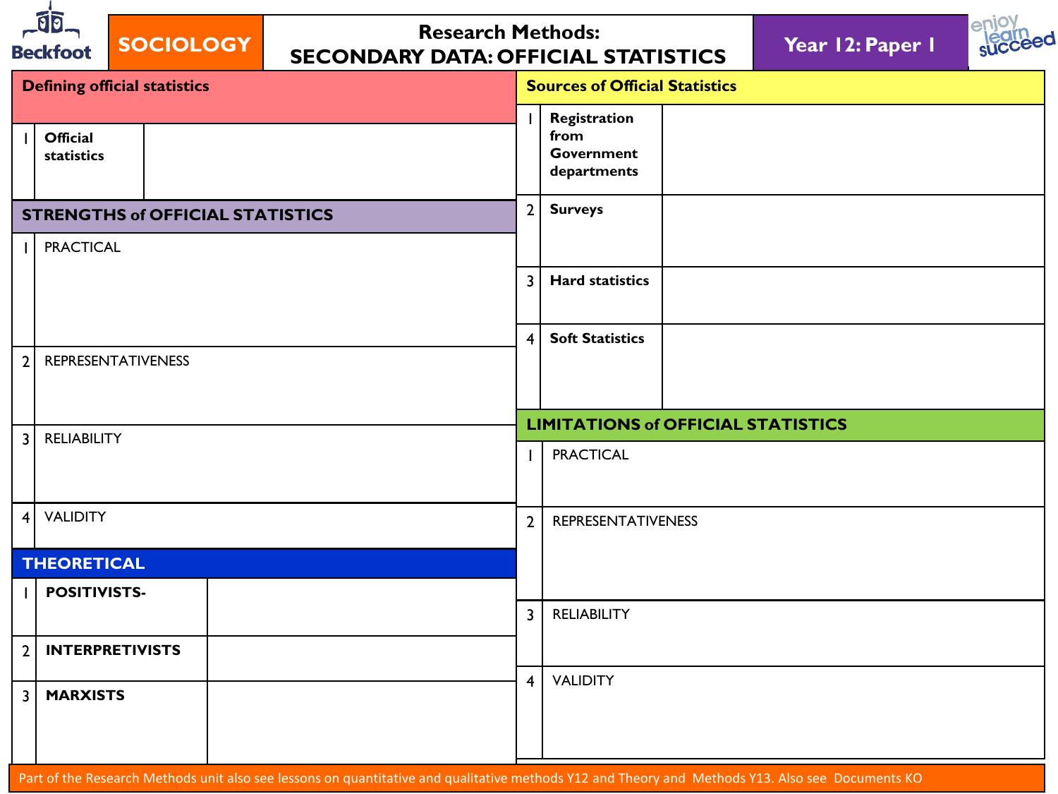Beckfoot

SOCIOLOGY

# Research Methods: SECONDARY DATA: OFFICIAL STATISTICS

Year 12: Paper 1

enjoy learn succeed

## Defining official statistics

| | | |
|---|---|---|
| 1 | **Official statistics** | |

## STRENGTHS of OFFICIAL STATISTICS

| | | |
|---|---|---|
| 1 | PRACTICAL | |
| 2 | REPRESENTATIVENESS | |
| 3 | RELIABILITY | |
| 4 | VALIDITY | |

## THEORETICAL

| | | |
|---|---|---|
| 1 | **POSITIVISTS-** | |
| 2 | **INTERPRETIVISTS** | |
| 3 | **MARXISTS** | |

## Sources of Official Statistics

| | | |
|---|---|---|
| 1 | **Registration from Government departments** | |
| 2 | **Surveys** | |
| 3 | **Hard statistics** | |
| 4 | **Soft Statistics** | |

## LIMITATIONS of OFFICIAL STATISTICS

| | | |
|---|---|---|
| 1 | PRACTICAL | |
| 2 | REPRESENTATIVENESS | |
| 3 | RELIABILITY | |
| 4 | VALIDITY | |

Part of the Research Methods unit also see lessons on quantitative and qualitative methods Y12 and Theory and Methods Y13. Also see Documents KO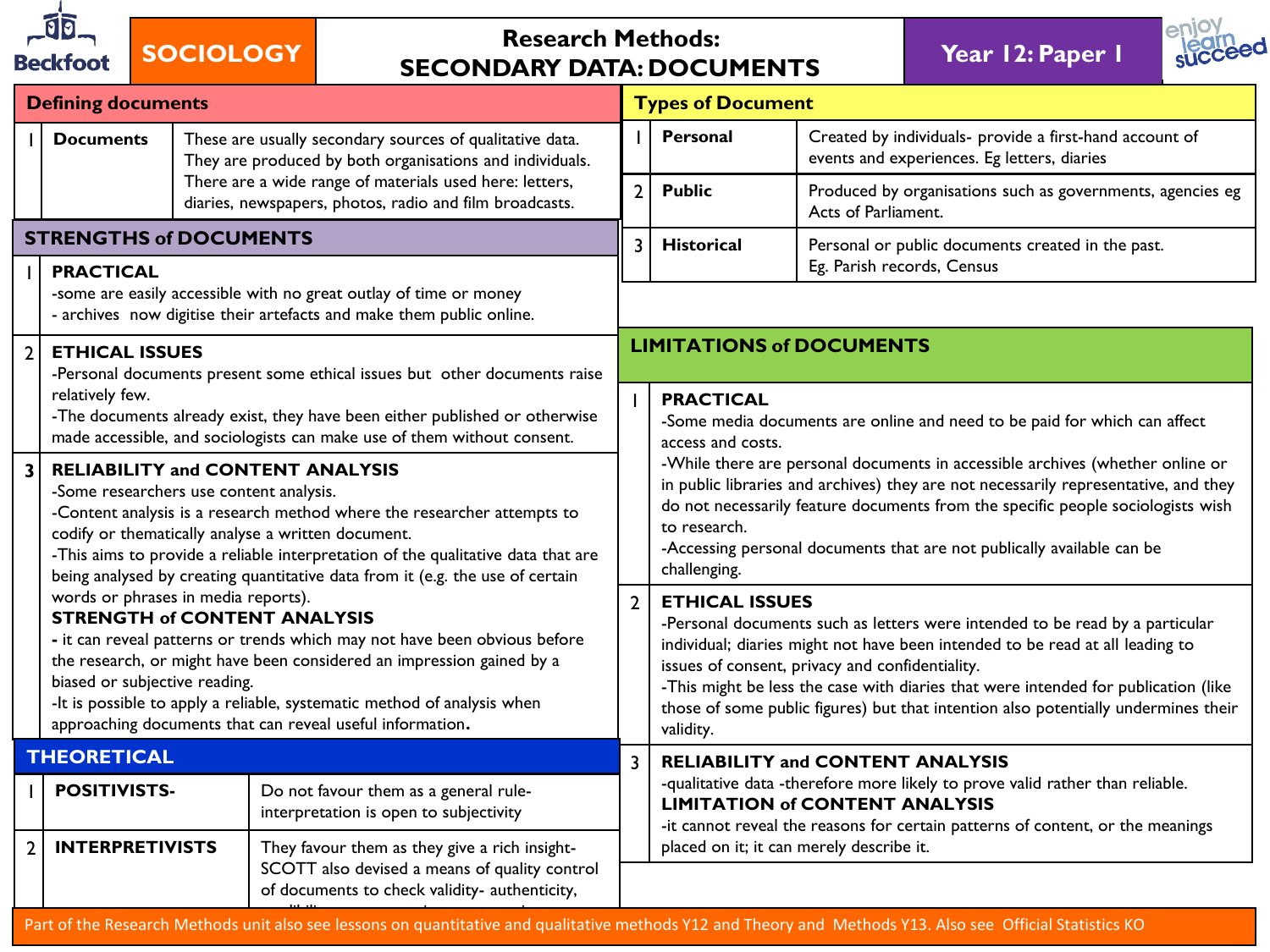# SOCIOLOGY — Research Methods: SECONDARY DATA: DOCUMENTS — Year 12: Paper 1

## Defining documents

| | | |
|---|---|---|
| 1 | **Documents** | These are usually secondary sources of qualitative data. They are produced by both organisations and individuals. There are a wide range of materials used here: letters, diaries, newspapers, photos, radio and film broadcasts. |

## STRENGTHS of DOCUMENTS

**1 PRACTICAL**
-some are easily accessible with no great outlay of time or money
- archives now digitise their artefacts and make them public online.

**2 ETHICAL ISSUES**
-Personal documents present some ethical issues but other documents raise relatively few.
-The documents already exist, they have been either published or otherwise made accessible, and sociologists can make use of them without consent.

**3 RELIABILITY and CONTENT ANALYSIS**
-Some researchers use content analysis.
-Content analysis is a research method where the researcher attempts to codify or thematically analyse a written document.
-This aims to provide a reliable interpretation of the qualitative data that are being analysed by creating quantitative data from it (e.g. the use of certain words or phrases in media reports).

**STRENGTH of CONTENT ANALYSIS**
- it can reveal patterns or trends which may not have been obvious before the research, or might have been considered an impression gained by a biased or subjective reading.
-It is possible to apply a reliable, systematic method of analysis when approaching documents that can reveal useful information.

## THEORETICAL

| | | |
|---|---|---|
| 1 | **POSITIVISTS-** | Do not favour them as a general rule- interpretation is open to subjectivity |
| 2 | **INTERPRETIVISTS** | They favour them as they give a rich insight- SCOTT also devised a means of quality control of documents to check validity- authenticity, |

## Types of Document

| | | |
|---|---|---|
| 1 | **Personal** | Created by individuals- provide a first-hand account of events and experiences. Eg letters, diaries |
| 2 | **Public** | Produced by organisations such as governments, agencies eg Acts of Parliament. |
| 3 | **Historical** | Personal or public documents created in the past. Eg. Parish records, Census |

## LIMITATIONS of DOCUMENTS

**1 PRACTICAL**
-Some media documents are online and need to be paid for which can affect access and costs.
-While there are personal documents in accessible archives (whether online or in public libraries and archives) they are not necessarily representative, and they do not necessarily feature documents from the specific people sociologists wish to research.
-Accessing personal documents that are not publically available can be challenging.

**2 ETHICAL ISSUES**
-Personal documents such as letters were intended to be read by a particular individual; diaries might not have been intended to be read at all leading to issues of consent, privacy and confidentiality.
-This might be less the case with diaries that were intended for publication (like those of some public figures) but that intention also potentially undermines their validity.

**3 RELIABILITY and CONTENT ANALYSIS**
-qualitative data -therefore more likely to prove valid rather than reliable.

**LIMITATION of CONTENT ANALYSIS**
-it cannot reveal the reasons for certain patterns of content, or the meanings placed on it; it can merely describe it.

Part of the Research Methods unit also see lessons on quantitative and qualitative methods Y12 and Theory and Methods Y13. Also see Official Statistics KO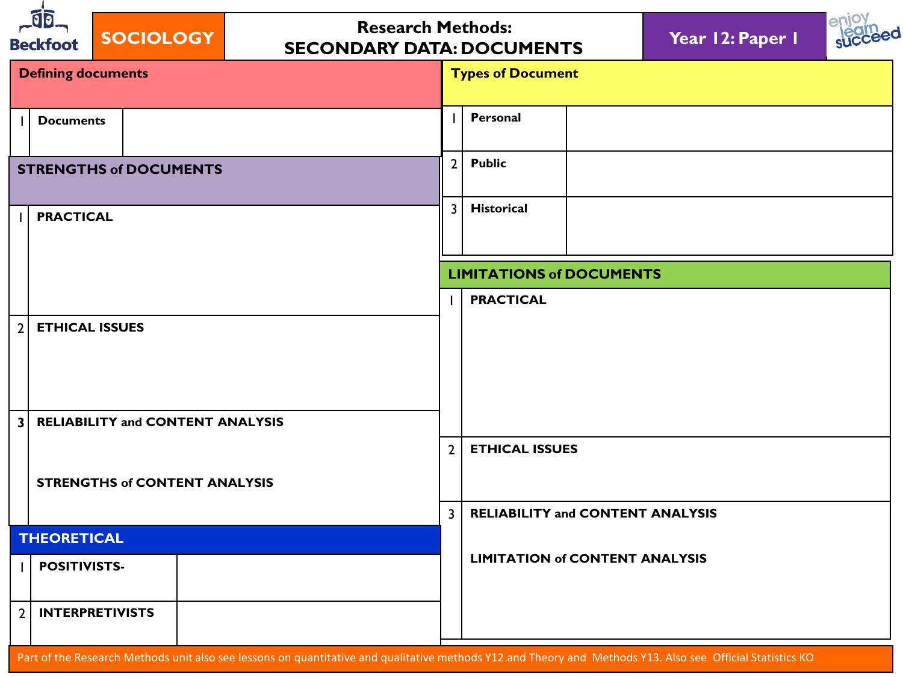Beckfoot

SOCIOLOGY

# Research Methods: SECONDARY DATA: DOCUMENTS

Year 12: Paper 1

enjoy learn succeed

## Defining documents

| | | |
|---|---|---|
| 1 | **Documents** | |

## STRENGTHS of DOCUMENTS

| | |
|---|---|
| 1 | **PRACTICAL** |
| 2 | **ETHICAL ISSUES** |
| 3 | **RELIABILITY and CONTENT ANALYSIS**<br><br>**STRENGTHS of CONTENT ANALYSIS** |

## THEORETICAL

| | | |
|---|---|---|
| 1 | **POSITIVISTS-** | |
| 2 | **INTERPRETIVISTS** | |

## Types of Document

| | | |
|---|---|---|
| 1 | **Personal** | |
| 2 | **Public** | |
| 3 | **Historical** | |

## LIMITATIONS of DOCUMENTS

| | |
|---|---|
| 1 | **PRACTICAL** |
| 2 | **ETHICAL ISSUES** |
| 3 | **RELIABILITY and CONTENT ANALYSIS**<br><br>**LIMITATION of CONTENT ANALYSIS** |

Part of the Research Methods unit also see lessons on quantitative and qualitative methods Y12 and Theory and Methods Y13. Also see Official Statistics KO